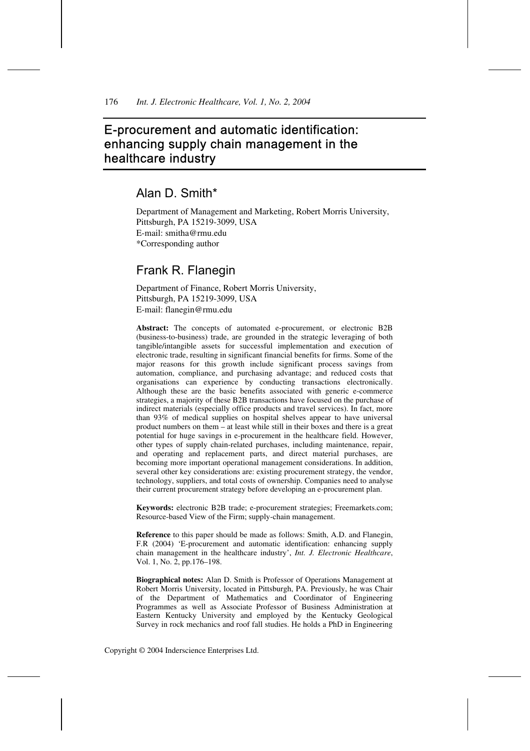# E-procurement and automatic identification: enhancing supply chain management in the healthcare industry

## Alan D. Smith*

Department of Management and Marketing, Robert Morris University,
Pittsburgh, PA 15219-3099, USA
E-mail: smitha@rmu.edu
*Corresponding author

## Frank R. Flanegin

Department of Finance, Robert Morris University,
Pittsburgh, PA 15219-3099, USA
E-mail: flanegin@rmu.edu

**Abstract:** The concepts of automated e-procurement, or electronic B2B (business-to-business) trade, are grounded in the strategic leveraging of both tangible/intangible assets for successful implementation and execution of electronic trade, resulting in significant financial benefits for firms. Some of the major reasons for this growth include significant process savings from automation, compliance, and purchasing advantage; and reduced costs that organisations can experience by conducting transactions electronically. Although these are the basic benefits associated with generic e-commerce strategies, a majority of these B2B transactions have focused on the purchase of indirect materials (especially office products and travel services). In fact, more than 93% of medical supplies on hospital shelves appear to have universal product numbers on them – at least while still in their boxes and there is a great potential for huge savings in e-procurement in the healthcare field. However, other types of supply chain-related purchases, including maintenance, repair, and operating and replacement parts, and direct material purchases, are becoming more important operational management considerations. In addition, several other key considerations are: existing procurement strategy, the vendor, technology, suppliers, and total costs of ownership. Companies need to analyse their current procurement strategy before developing an e-procurement plan.

**Keywords:** electronic B2B trade; e-procurement strategies; Freemarkets.com; Resource-based View of the Firm; supply-chain management.

**Reference** to this paper should be made as follows: Smith, A.D. and Flanegin, F.R (2004) 'E-procurement and automatic identification: enhancing supply chain management in the healthcare industry', *Int. J. Electronic Healthcare*, Vol. 1, No. 2, pp.176–198.

**Biographical notes:** Alan D. Smith is Professor of Operations Management at Robert Morris University, located in Pittsburgh, PA. Previously, he was Chair of the Department of Mathematics and Coordinator of Engineering Programmes as well as Associate Professor of Business Administration at Eastern Kentucky University and employed by the Kentucky Geological Survey in rock mechanics and roof fall studies. He holds a PhD in Engineering

Copyright © 2004 Inderscience Enterprises Ltd.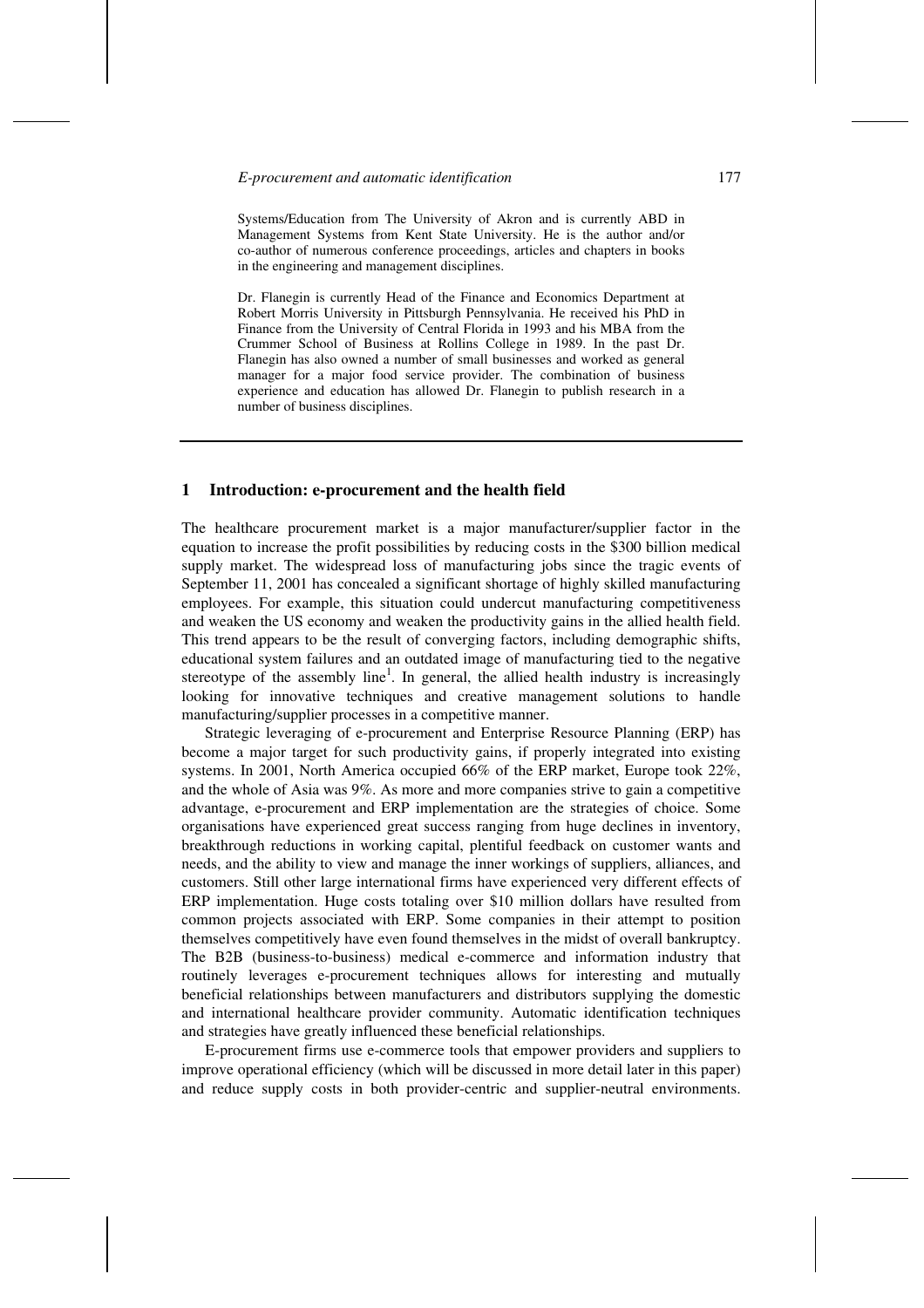Systems/Education from The University of Akron and is currently ABD in Management Systems from Kent State University. He is the author and/or co-author of numerous conference proceedings, articles and chapters in books in the engineering and management disciplines.

Dr. Flanegin is currently Head of the Finance and Economics Department at Robert Morris University in Pittsburgh Pennsylvania. He received his PhD in Finance from the University of Central Florida in 1993 and his MBA from the Crummer School of Business at Rollins College in 1989. In the past Dr. Flanegin has also owned a number of small businesses and worked as general manager for a major food service provider. The combination of business experience and education has allowed Dr. Flanegin to publish research in a number of business disciplines.

## 1 Introduction: e-procurement and the health field

The healthcare procurement market is a major manufacturer/supplier factor in the equation to increase the profit possibilities by reducing costs in the $300 billion medical supply market. The widespread loss of manufacturing jobs since the tragic events of September 11, 2001 has concealed a significant shortage of highly skilled manufacturing employees. For example, this situation could undercut manufacturing competitiveness and weaken the US economy and weaken the productivity gains in the allied health field. This trend appears to be the result of converging factors, including demographic shifts, educational system failures and an outdated image of manufacturing tied to the negative stereotype of the assembly line[1]. In general, the allied health industry is increasingly looking for innovative techniques and creative management solutions to handle manufacturing/supplier processes in a competitive manner.

Strategic leveraging of e-procurement and Enterprise Resource Planning (ERP) has become a major target for such productivity gains, if properly integrated into existing systems. In 2001, North America occupied 66% of the ERP market, Europe took 22%, and the whole of Asia was 9%. As more and more companies strive to gain a competitive advantage, e-procurement and ERP implementation are the strategies of choice. Some organisations have experienced great success ranging from huge declines in inventory, breakthrough reductions in working capital, plentiful feedback on customer wants and needs, and the ability to view and manage the inner workings of suppliers, alliances, and customers. Still other large international firms have experienced very different effects of ERP implementation. Huge costs totaling over $10 million dollars have resulted from common projects associated with ERP. Some companies in their attempt to position themselves competitively have even found themselves in the midst of overall bankruptcy. The B2B (business-to-business) medical e-commerce and information industry that routinely leverages e-procurement techniques allows for interesting and mutually beneficial relationships between manufacturers and distributors supplying the domestic and international healthcare provider community. Automatic identification techniques and strategies have greatly influenced these beneficial relationships.

E-procurement firms use e-commerce tools that empower providers and suppliers to improve operational efficiency (which will be discussed in more detail later in this paper) and reduce supply costs in both provider-centric and supplier-neutral environments.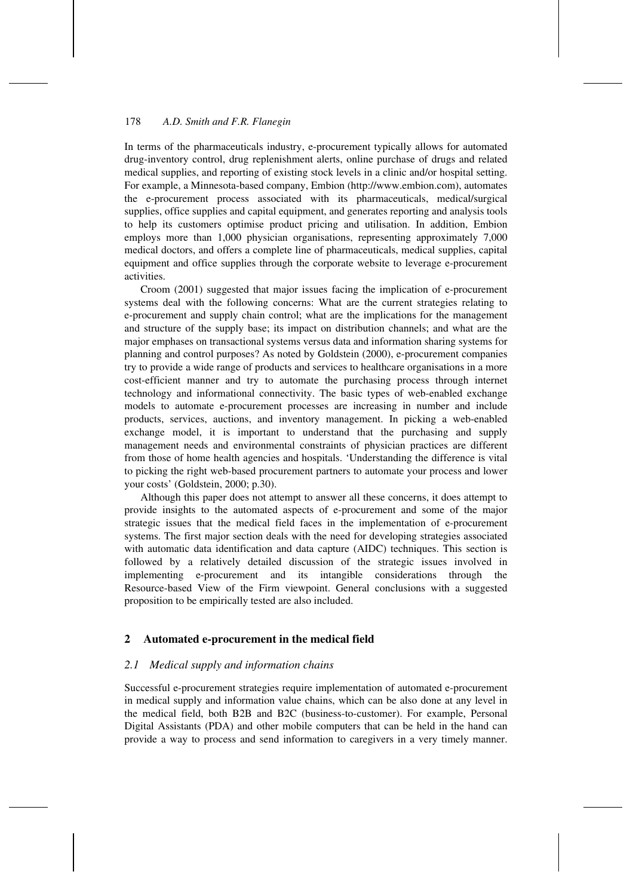In terms of the pharmaceuticals industry, e-procurement typically allows for automated drug-inventory control, drug replenishment alerts, online purchase of drugs and related medical supplies, and reporting of existing stock levels in a clinic and/or hospital setting. For example, a Minnesota-based company, Embion (http://www.embion.com), automates the e-procurement process associated with its pharmaceuticals, medical/surgical supplies, office supplies and capital equipment, and generates reporting and analysis tools to help its customers optimise product pricing and utilisation. In addition, Embion employs more than 1,000 physician organisations, representing approximately 7,000 medical doctors, and offers a complete line of pharmaceuticals, medical supplies, capital equipment and office supplies through the corporate website to leverage e-procurement activities.

Croom (2001) suggested that major issues facing the implication of e-procurement systems deal with the following concerns: What are the current strategies relating to e-procurement and supply chain control; what are the implications for the management and structure of the supply base; its impact on distribution channels; and what are the major emphases on transactional systems versus data and information sharing systems for planning and control purposes? As noted by Goldstein (2000), e-procurement companies try to provide a wide range of products and services to healthcare organisations in a more cost-efficient manner and try to automate the purchasing process through internet technology and informational connectivity. The basic types of web-enabled exchange models to automate e-procurement processes are increasing in number and include products, services, auctions, and inventory management. In picking a web-enabled exchange model, it is important to understand that the purchasing and supply management needs and environmental constraints of physician practices are different from those of home health agencies and hospitals. 'Understanding the difference is vital to picking the right web-based procurement partners to automate your process and lower your costs' (Goldstein, 2000; p.30).

Although this paper does not attempt to answer all these concerns, it does attempt to provide insights to the automated aspects of e-procurement and some of the major strategic issues that the medical field faces in the implementation of e-procurement systems. The first major section deals with the need for developing strategies associated with automatic data identification and data capture (AIDC) techniques. This section is followed by a relatively detailed discussion of the strategic issues involved in implementing e-procurement and its intangible considerations through the Resource-based View of the Firm viewpoint. General conclusions with a suggested proposition to be empirically tested are also included.

## 2 Automated e-procurement in the medical field

### *2.1 Medical supply and information chains*

Successful e-procurement strategies require implementation of automated e-procurement in medical supply and information value chains, which can be also done at any level in the medical field, both B2B and B2C (business-to-customer). For example, Personal Digital Assistants (PDA) and other mobile computers that can be held in the hand can provide a way to process and send information to caregivers in a very timely manner.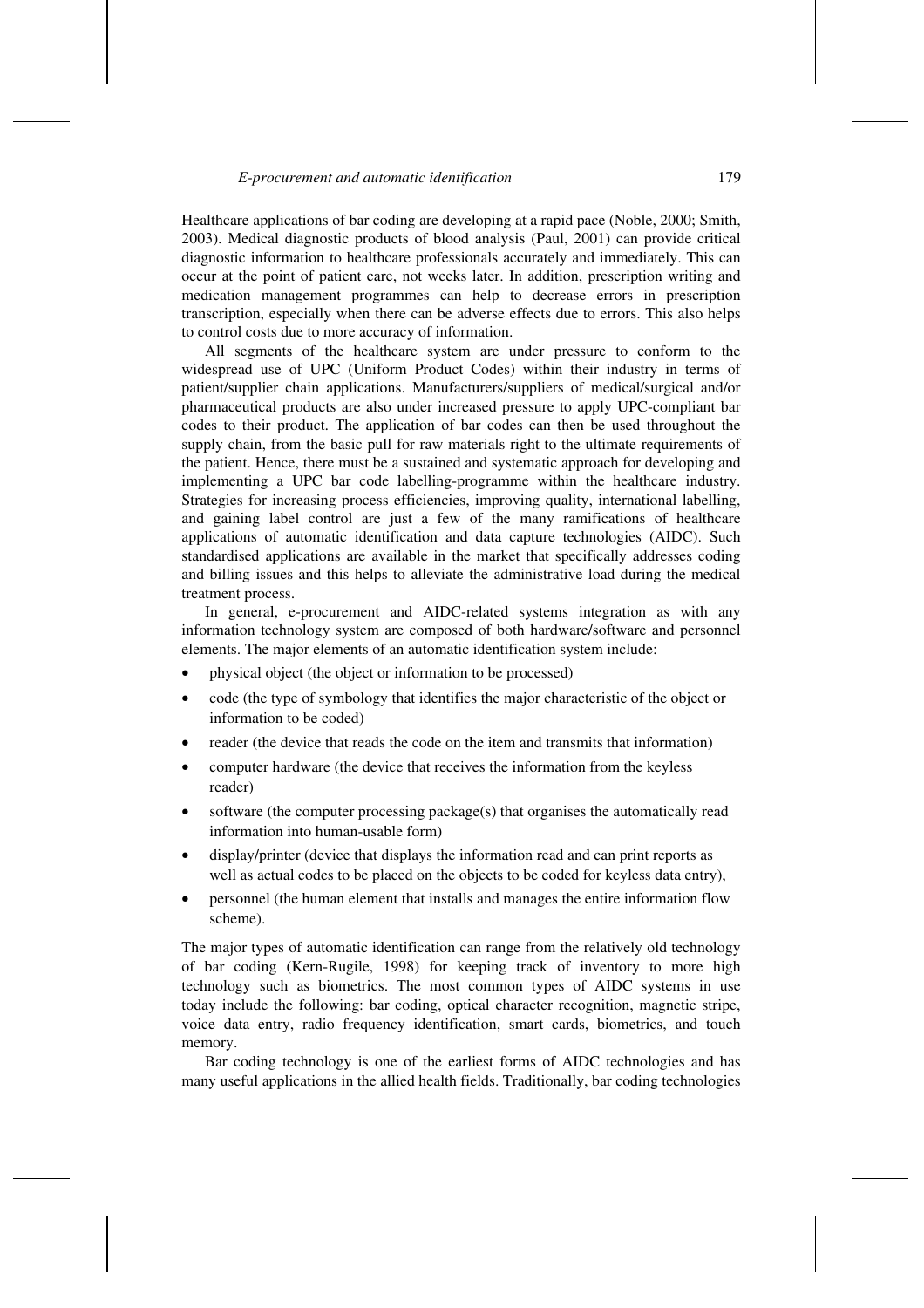Healthcare applications of bar coding are developing at a rapid pace (Noble, 2000; Smith, 2003). Medical diagnostic products of blood analysis (Paul, 2001) can provide critical diagnostic information to healthcare professionals accurately and immediately. This can occur at the point of patient care, not weeks later. In addition, prescription writing and medication management programmes can help to decrease errors in prescription transcription, especially when there can be adverse effects due to errors. This also helps to control costs due to more accuracy of information.

All segments of the healthcare system are under pressure to conform to the widespread use of UPC (Uniform Product Codes) within their industry in terms of patient/supplier chain applications. Manufacturers/suppliers of medical/surgical and/or pharmaceutical products are also under increased pressure to apply UPC-compliant bar codes to their product. The application of bar codes can then be used throughout the supply chain, from the basic pull for raw materials right to the ultimate requirements of the patient. Hence, there must be a sustained and systematic approach for developing and implementing a UPC bar code labelling-programme within the healthcare industry. Strategies for increasing process efficiencies, improving quality, international labelling, and gaining label control are just a few of the many ramifications of healthcare applications of automatic identification and data capture technologies (AIDC). Such standardised applications are available in the market that specifically addresses coding and billing issues and this helps to alleviate the administrative load during the medical treatment process.

In general, e-procurement and AIDC-related systems integration as with any information technology system are composed of both hardware/software and personnel elements. The major elements of an automatic identification system include:

- physical object (the object or information to be processed)
- code (the type of symbology that identifies the major characteristic of the object or information to be coded)
- reader (the device that reads the code on the item and transmits that information)
- computer hardware (the device that receives the information from the keyless reader)
- software (the computer processing package(s) that organises the automatically read information into human-usable form)
- display/printer (device that displays the information read and can print reports as well as actual codes to be placed on the objects to be coded for keyless data entry),
- personnel (the human element that installs and manages the entire information flow scheme).

The major types of automatic identification can range from the relatively old technology of bar coding (Kern-Rugile, 1998) for keeping track of inventory to more high technology such as biometrics. The most common types of AIDC systems in use today include the following: bar coding, optical character recognition, magnetic stripe, voice data entry, radio frequency identification, smart cards, biometrics, and touch memory.

Bar coding technology is one of the earliest forms of AIDC technologies and has many useful applications in the allied health fields. Traditionally, bar coding technologies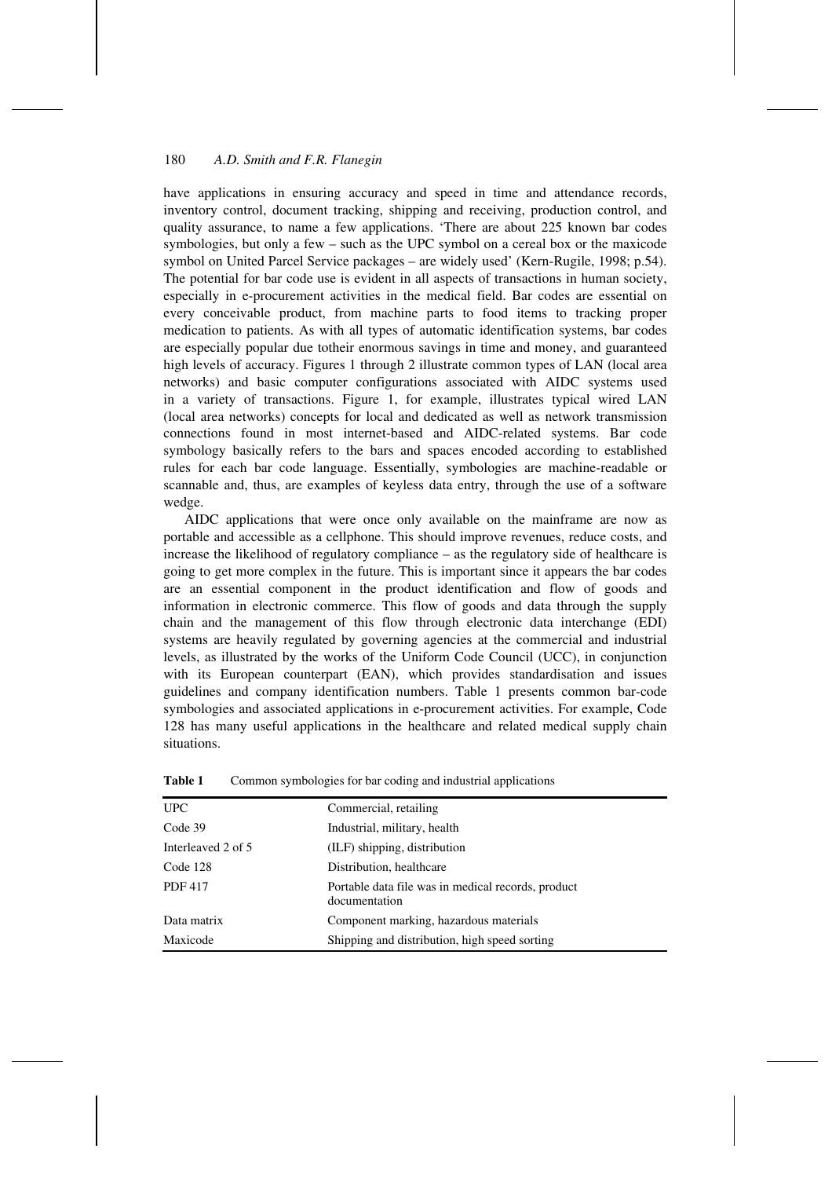have applications in ensuring accuracy and speed in time and attendance records, inventory control, document tracking, shipping and receiving, production control, and quality assurance, to name a few applications. 'There are about 225 known bar codes symbologies, but only a few – such as the UPC symbol on a cereal box or the maxicode symbol on United Parcel Service packages – are widely used' (Kern-Rugile, 1998; p.54). The potential for bar code use is evident in all aspects of transactions in human society, especially in e-procurement activities in the medical field. Bar codes are essential on every conceivable product, from machine parts to food items to tracking proper medication to patients. As with all types of automatic identification systems, bar codes are especially popular due totheir enormous savings in time and money, and guaranteed high levels of accuracy. Figures 1 through 2 illustrate common types of LAN (local area networks) and basic computer configurations associated with AIDC systems used in a variety of transactions. Figure 1, for example, illustrates typical wired LAN (local area networks) concepts for local and dedicated as well as network transmission connections found in most internet-based and AIDC-related systems. Bar code symbology basically refers to the bars and spaces encoded according to established rules for each bar code language. Essentially, symbologies are machine-readable or scannable and, thus, are examples of keyless data entry, through the use of a software wedge.

AIDC applications that were once only available on the mainframe are now as portable and accessible as a cellphone. This should improve revenues, reduce costs, and increase the likelihood of regulatory compliance – as the regulatory side of healthcare is going to get more complex in the future. This is important since it appears the bar codes are an essential component in the product identification and flow of goods and information in electronic commerce. This flow of goods and data through the supply chain and the management of this flow through electronic data interchange (EDI) systems are heavily regulated by governing agencies at the commercial and industrial levels, as illustrated by the works of the Uniform Code Council (UCC), in conjunction with its European counterpart (EAN), which provides standardisation and issues guidelines and company identification numbers. Table 1 presents common bar-code symbologies and associated applications in e-procurement activities. For example, Code 128 has many useful applications in the healthcare and related medical supply chain situations.

**Table 1** Common symbologies for bar coding and industrial applications

| | |
|---|---|
| UPC | Commercial, retailing |
| Code 39 | Industrial, military, health |
| Interleaved 2 of 5 | (ILF) shipping, distribution |
| Code 128 | Distribution, healthcare |
| PDF 417 | Portable data file was in medical records, product documentation |
| Data matrix | Component marking, hazardous materials |
| Maxicode | Shipping and distribution, high speed sorting |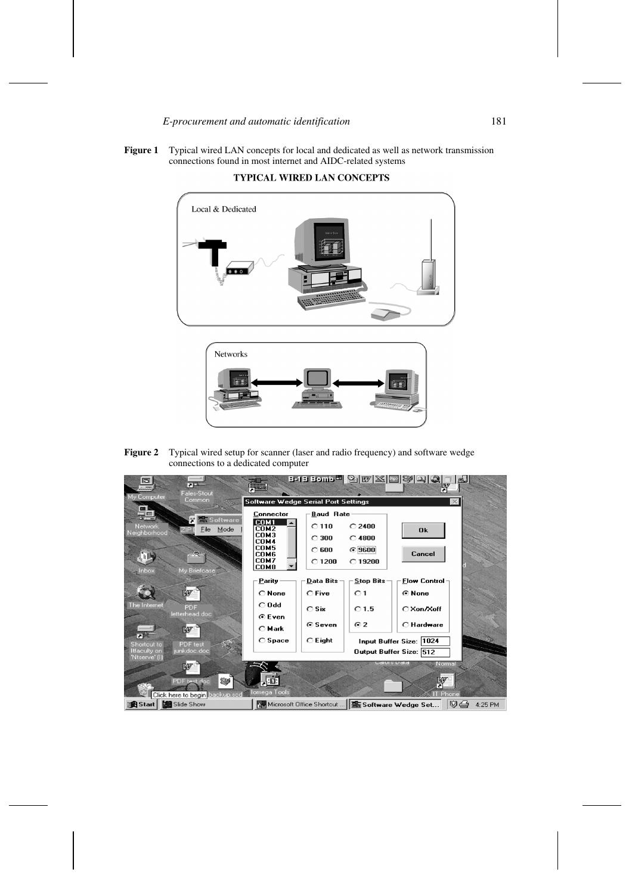**Figure 1** Typical wired LAN concepts for local and dedicated as well as network transmission connections found in most internet and AIDC-related systems

**Figure 2** Typical wired setup for scanner (laser and radio frequency) and software wedge connections to a dedicated computer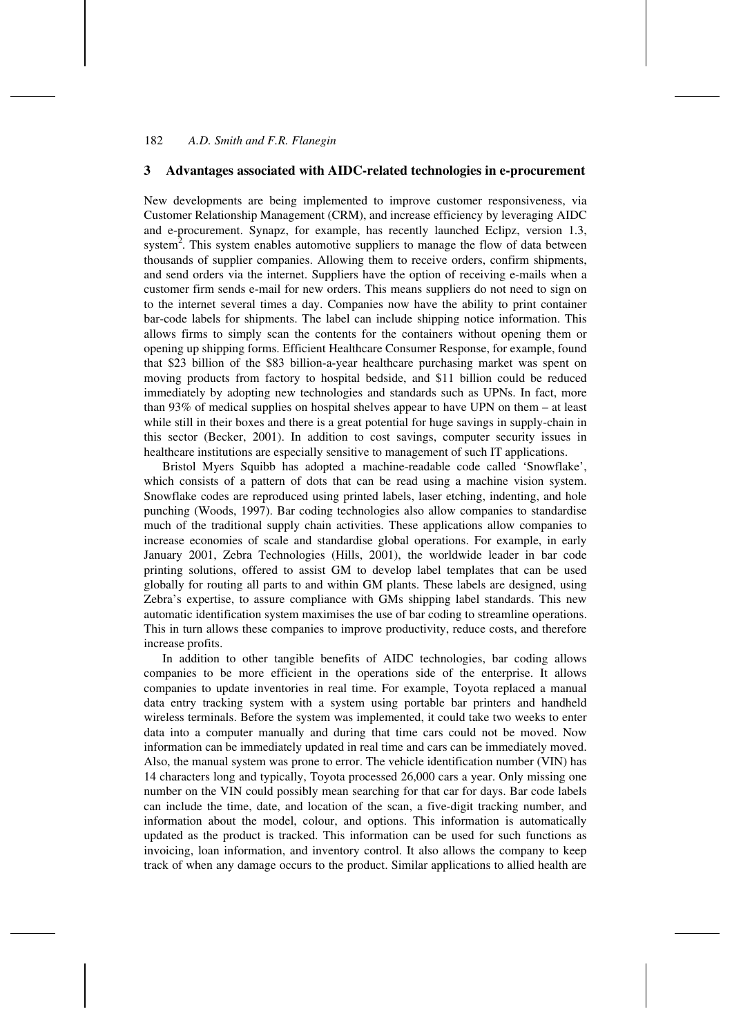## 3 Advantages associated with AIDC-related technologies in e-procurement

New developments are being implemented to improve customer responsiveness, via Customer Relationship Management (CRM), and increase efficiency by leveraging AIDC and e-procurement. Synapz, for example, has recently launched Eclipz, version 1.3, system[2]. This system enables automotive suppliers to manage the flow of data between thousands of supplier companies. Allowing them to receive orders, confirm shipments, and send orders via the internet. Suppliers have the option of receiving e-mails when a customer firm sends e-mail for new orders. This means suppliers do not need to sign on to the internet several times a day. Companies now have the ability to print container bar-code labels for shipments. The label can include shipping notice information. This allows firms to simply scan the contents for the containers without opening them or opening up shipping forms. Efficient Healthcare Consumer Response, for example, found that \$23 billion of the \$83 billion-a-year healthcare purchasing market was spent on moving products from factory to hospital bedside, and \$11 billion could be reduced immediately by adopting new technologies and standards such as UPNs. In fact, more than 93% of medical supplies on hospital shelves appear to have UPN on them – at least while still in their boxes and there is a great potential for huge savings in supply-chain in this sector (Becker, 2001). In addition to cost savings, computer security issues in healthcare institutions are especially sensitive to management of such IT applications.

Bristol Myers Squibb has adopted a machine-readable code called 'Snowflake', which consists of a pattern of dots that can be read using a machine vision system. Snowflake codes are reproduced using printed labels, laser etching, indenting, and hole punching (Woods, 1997). Bar coding technologies also allow companies to standardise much of the traditional supply chain activities. These applications allow companies to increase economies of scale and standardise global operations. For example, in early January 2001, Zebra Technologies (Hills, 2001), the worldwide leader in bar code printing solutions, offered to assist GM to develop label templates that can be used globally for routing all parts to and within GM plants. These labels are designed, using Zebra's expertise, to assure compliance with GMs shipping label standards. This new automatic identification system maximises the use of bar coding to streamline operations. This in turn allows these companies to improve productivity, reduce costs, and therefore increase profits.

In addition to other tangible benefits of AIDC technologies, bar coding allows companies to be more efficient in the operations side of the enterprise. It allows companies to update inventories in real time. For example, Toyota replaced a manual data entry tracking system with a system using portable bar printers and handheld wireless terminals. Before the system was implemented, it could take two weeks to enter data into a computer manually and during that time cars could not be moved. Now information can be immediately updated in real time and cars can be immediately moved. Also, the manual system was prone to error. The vehicle identification number (VIN) has 14 characters long and typically, Toyota processed 26,000 cars a year. Only missing one number on the VIN could possibly mean searching for that car for days. Bar code labels can include the time, date, and location of the scan, a five-digit tracking number, and information about the model, colour, and options. This information is automatically updated as the product is tracked. This information can be used for such functions as invoicing, loan information, and inventory control. It also allows the company to keep track of when any damage occurs to the product. Similar applications to allied health are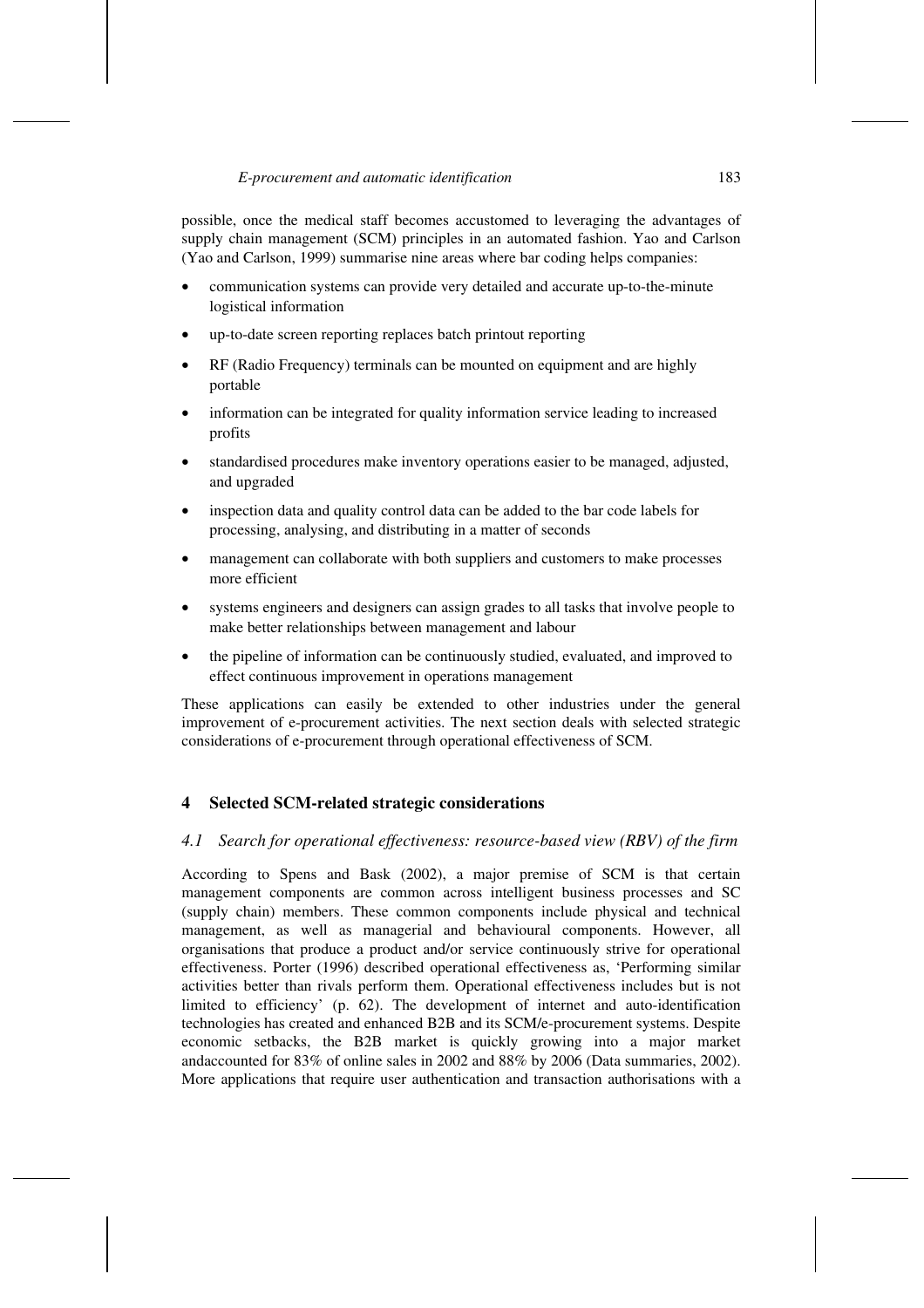possible, once the medical staff becomes accustomed to leveraging the advantages of supply chain management (SCM) principles in an automated fashion. Yao and Carlson (Yao and Carlson, 1999) summarise nine areas where bar coding helps companies:

- communication systems can provide very detailed and accurate up-to-the-minute logistical information
- up-to-date screen reporting replaces batch printout reporting
- RF (Radio Frequency) terminals can be mounted on equipment and are highly portable
- information can be integrated for quality information service leading to increased profits
- standardised procedures make inventory operations easier to be managed, adjusted, and upgraded
- inspection data and quality control data can be added to the bar code labels for processing, analysing, and distributing in a matter of seconds
- management can collaborate with both suppliers and customers to make processes more efficient
- systems engineers and designers can assign grades to all tasks that involve people to make better relationships between management and labour
- the pipeline of information can be continuously studied, evaluated, and improved to effect continuous improvement in operations management

These applications can easily be extended to other industries under the general improvement of e-procurement activities. The next section deals with selected strategic considerations of e-procurement through operational effectiveness of SCM.

## 4 Selected SCM-related strategic considerations

### *4.1 Search for operational effectiveness: resource-based view (RBV) of the firm*

According to Spens and Bask (2002), a major premise of SCM is that certain management components are common across intelligent business processes and SC (supply chain) members. These common components include physical and technical management, as well as managerial and behavioural components. However, all organisations that produce a product and/or service continuously strive for operational effectiveness. Porter (1996) described operational effectiveness as, 'Performing similar activities better than rivals perform them. Operational effectiveness includes but is not limited to efficiency' (p. 62). The development of internet and auto-identification technologies has created and enhanced B2B and its SCM/e-procurement systems. Despite economic setbacks, the B2B market is quickly growing into a major market andaccounted for 83% of online sales in 2002 and 88% by 2006 (Data summaries, 2002). More applications that require user authentication and transaction authorisations with a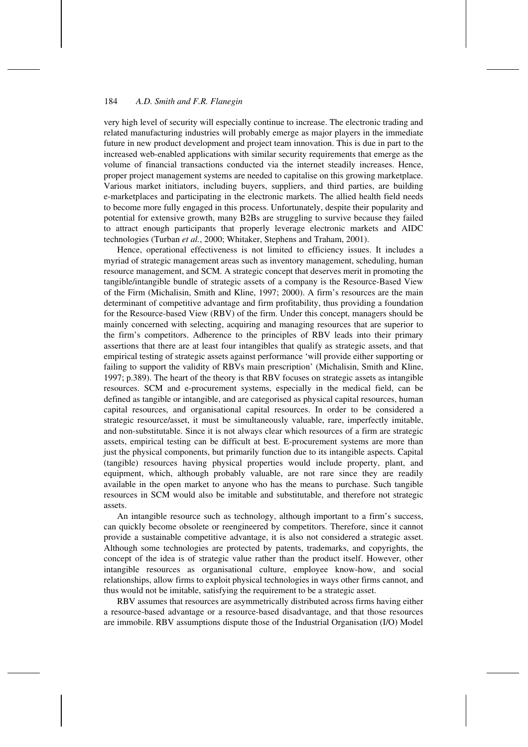very high level of security will especially continue to increase. The electronic trading and related manufacturing industries will probably emerge as major players in the immediate future in new product development and project team innovation. This is due in part to the increased web-enabled applications with similar security requirements that emerge as the volume of financial transactions conducted via the internet steadily increases. Hence, proper project management systems are needed to capitalise on this growing marketplace. Various market initiators, including buyers, suppliers, and third parties, are building e-marketplaces and participating in the electronic markets. The allied health field needs to become more fully engaged in this process. Unfortunately, despite their popularity and potential for extensive growth, many B2Bs are struggling to survive because they failed to attract enough participants that properly leverage electronic markets and AIDC technologies (Turban *et al.*, 2000; Whitaker, Stephens and Traham, 2001).

Hence, operational effectiveness is not limited to efficiency issues. It includes a myriad of strategic management areas such as inventory management, scheduling, human resource management, and SCM. A strategic concept that deserves merit in promoting the tangible/intangible bundle of strategic assets of a company is the Resource-Based View of the Firm (Michalisin, Smith and Kline, 1997; 2000). A firm's resources are the main determinant of competitive advantage and firm profitability, thus providing a foundation for the Resource-based View (RBV) of the firm. Under this concept, managers should be mainly concerned with selecting, acquiring and managing resources that are superior to the firm's competitors. Adherence to the principles of RBV leads into their primary assertions that there are at least four intangibles that qualify as strategic assets, and that empirical testing of strategic assets against performance 'will provide either supporting or failing to support the validity of RBVs main prescription' (Michalisin, Smith and Kline, 1997; p.389). The heart of the theory is that RBV focuses on strategic assets as intangible resources. SCM and e-procurement systems, especially in the medical field, can be defined as tangible or intangible, and are categorised as physical capital resources, human capital resources, and organisational capital resources. In order to be considered a strategic resource/asset, it must be simultaneously valuable, rare, imperfectly imitable, and non-substitutable. Since it is not always clear which resources of a firm are strategic assets, empirical testing can be difficult at best. E-procurement systems are more than just the physical components, but primarily function due to its intangible aspects. Capital (tangible) resources having physical properties would include property, plant, and equipment, which, although probably valuable, are not rare since they are readily available in the open market to anyone who has the means to purchase. Such tangible resources in SCM would also be imitable and substitutable, and therefore not strategic assets.

An intangible resource such as technology, although important to a firm's success, can quickly become obsolete or reengineered by competitors. Therefore, since it cannot provide a sustainable competitive advantage, it is also not considered a strategic asset. Although some technologies are protected by patents, trademarks, and copyrights, the concept of the idea is of strategic value rather than the product itself. However, other intangible resources as organisational culture, employee know-how, and social relationships, allow firms to exploit physical technologies in ways other firms cannot, and thus would not be imitable, satisfying the requirement to be a strategic asset.

RBV assumes that resources are asymmetrically distributed across firms having either a resource-based advantage or a resource-based disadvantage, and that those resources are immobile. RBV assumptions dispute those of the Industrial Organisation (I/O) Model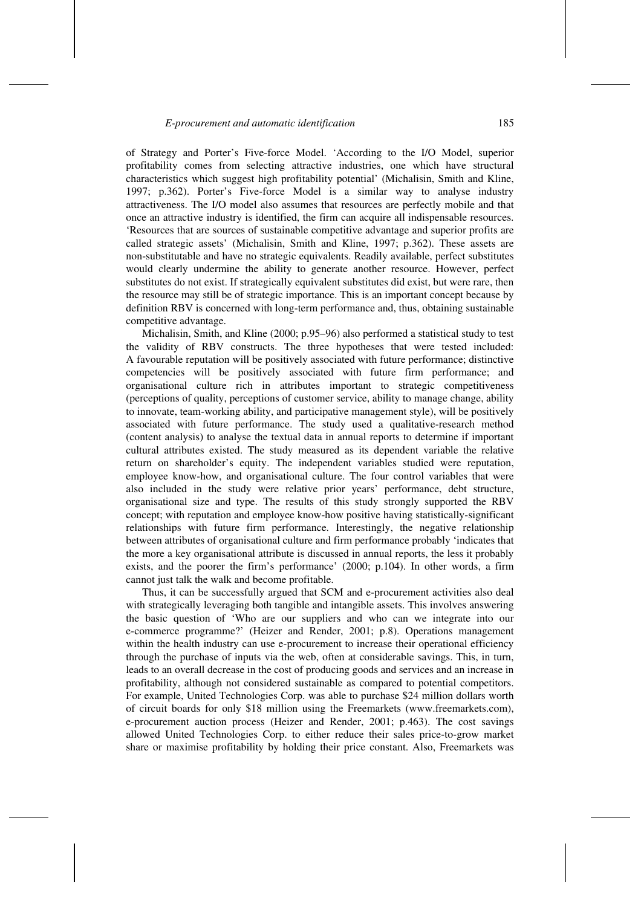of Strategy and Porter's Five-force Model. 'According to the I/O Model, superior profitability comes from selecting attractive industries, one which have structural characteristics which suggest high profitability potential' (Michalisin, Smith and Kline, 1997; p.362). Porter's Five-force Model is a similar way to analyse industry attractiveness. The I/O model also assumes that resources are perfectly mobile and that once an attractive industry is identified, the firm can acquire all indispensable resources. 'Resources that are sources of sustainable competitive advantage and superior profits are called strategic assets' (Michalisin, Smith and Kline, 1997; p.362). These assets are non-substitutable and have no strategic equivalents. Readily available, perfect substitutes would clearly undermine the ability to generate another resource. However, perfect substitutes do not exist. If strategically equivalent substitutes did exist, but were rare, then the resource may still be of strategic importance. This is an important concept because by definition RBV is concerned with long-term performance and, thus, obtaining sustainable competitive advantage.

Michalisin, Smith, and Kline (2000; p.95–96) also performed a statistical study to test the validity of RBV constructs. The three hypotheses that were tested included: A favourable reputation will be positively associated with future performance; distinctive competencies will be positively associated with future firm performance; and organisational culture rich in attributes important to strategic competitiveness (perceptions of quality, perceptions of customer service, ability to manage change, ability to innovate, team-working ability, and participative management style), will be positively associated with future performance. The study used a qualitative-research method (content analysis) to analyse the textual data in annual reports to determine if important cultural attributes existed. The study measured as its dependent variable the relative return on shareholder's equity. The independent variables studied were reputation, employee know-how, and organisational culture. The four control variables that were also included in the study were relative prior years' performance, debt structure, organisational size and type. The results of this study strongly supported the RBV concept; with reputation and employee know-how positive having statistically-significant relationships with future firm performance. Interestingly, the negative relationship between attributes of organisational culture and firm performance probably 'indicates that the more a key organisational attribute is discussed in annual reports, the less it probably exists, and the poorer the firm's performance' (2000; p.104). In other words, a firm cannot just talk the walk and become profitable.

Thus, it can be successfully argued that SCM and e-procurement activities also deal with strategically leveraging both tangible and intangible assets. This involves answering the basic question of 'Who are our suppliers and who can we integrate into our e-commerce programme?' (Heizer and Render, 2001; p.8). Operations management within the health industry can use e-procurement to increase their operational efficiency through the purchase of inputs via the web, often at considerable savings. This, in turn, leads to an overall decrease in the cost of producing goods and services and an increase in profitability, although not considered sustainable as compared to potential competitors. For example, United Technologies Corp. was able to purchase $24 million dollars worth of circuit boards for only $18 million using the Freemarkets (www.freemarkets.com), e-procurement auction process (Heizer and Render, 2001; p.463). The cost savings allowed United Technologies Corp. to either reduce their sales price-to-grow market share or maximise profitability by holding their price constant. Also, Freemarkets was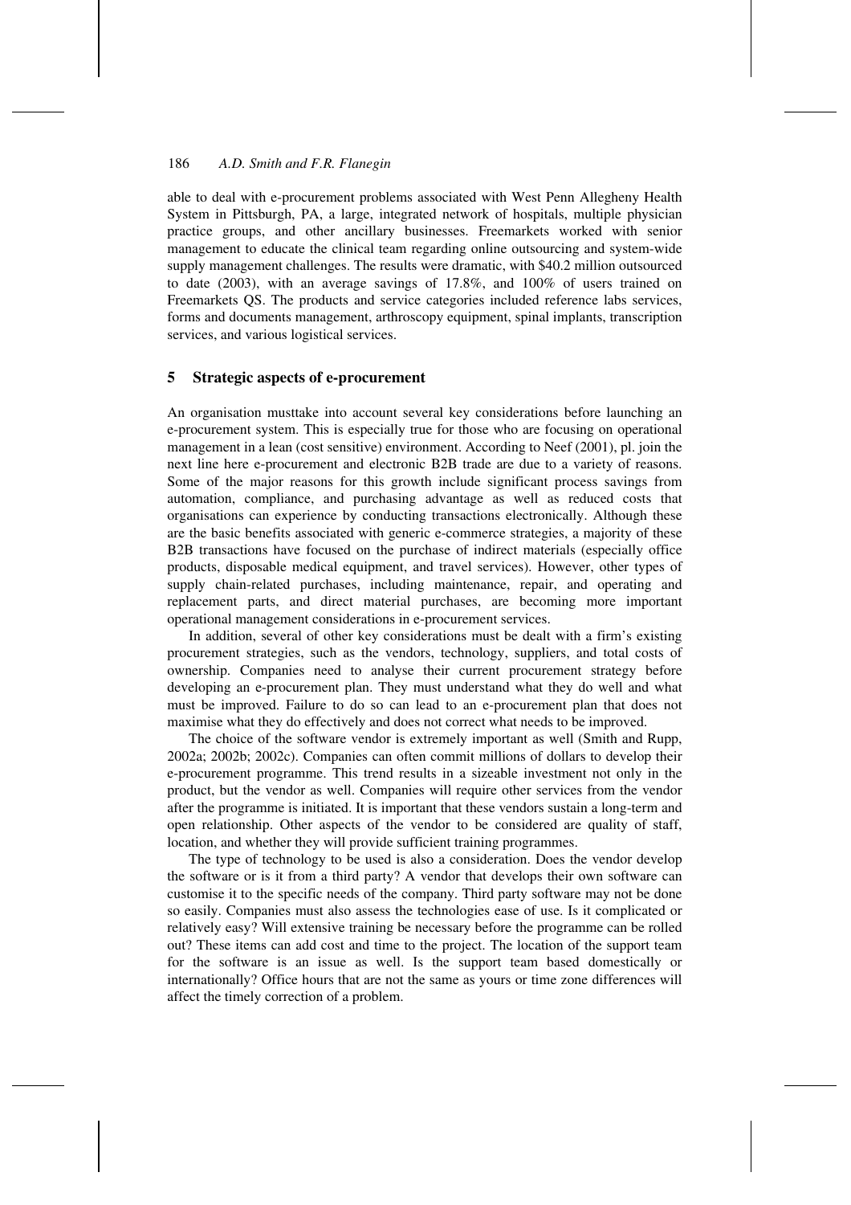able to deal with e-procurement problems associated with West Penn Allegheny Health System in Pittsburgh, PA, a large, integrated network of hospitals, multiple physician practice groups, and other ancillary businesses. Freemarkets worked with senior management to educate the clinical team regarding online outsourcing and system-wide supply management challenges. The results were dramatic, with $40.2 million outsourced to date (2003), with an average savings of 17.8%, and 100% of users trained on Freemarkets QS. The products and service categories included reference labs services, forms and documents management, arthroscopy equipment, spinal implants, transcription services, and various logistical services.

## 5 Strategic aspects of e-procurement

An organisation musttake into account several key considerations before launching an e-procurement system. This is especially true for those who are focusing on operational management in a lean (cost sensitive) environment. According to Neef (2001), pl. join the next line here e-procurement and electronic B2B trade are due to a variety of reasons. Some of the major reasons for this growth include significant process savings from automation, compliance, and purchasing advantage as well as reduced costs that organisations can experience by conducting transactions electronically. Although these are the basic benefits associated with generic e-commerce strategies, a majority of these B2B transactions have focused on the purchase of indirect materials (especially office products, disposable medical equipment, and travel services). However, other types of supply chain-related purchases, including maintenance, repair, and operating and replacement parts, and direct material purchases, are becoming more important operational management considerations in e-procurement services.

In addition, several of other key considerations must be dealt with a firm's existing procurement strategies, such as the vendors, technology, suppliers, and total costs of ownership. Companies need to analyse their current procurement strategy before developing an e-procurement plan. They must understand what they do well and what must be improved. Failure to do so can lead to an e-procurement plan that does not maximise what they do effectively and does not correct what needs to be improved.

The choice of the software vendor is extremely important as well (Smith and Rupp, 2002a; 2002b; 2002c). Companies can often commit millions of dollars to develop their e-procurement programme. This trend results in a sizeable investment not only in the product, but the vendor as well. Companies will require other services from the vendor after the programme is initiated. It is important that these vendors sustain a long-term and open relationship. Other aspects of the vendor to be considered are quality of staff, location, and whether they will provide sufficient training programmes.

The type of technology to be used is also a consideration. Does the vendor develop the software or is it from a third party? A vendor that develops their own software can customise it to the specific needs of the company. Third party software may not be done so easily. Companies must also assess the technologies ease of use. Is it complicated or relatively easy? Will extensive training be necessary before the programme can be rolled out? These items can add cost and time to the project. The location of the support team for the software is an issue as well. Is the support team based domestically or internationally? Office hours that are not the same as yours or time zone differences will affect the timely correction of a problem.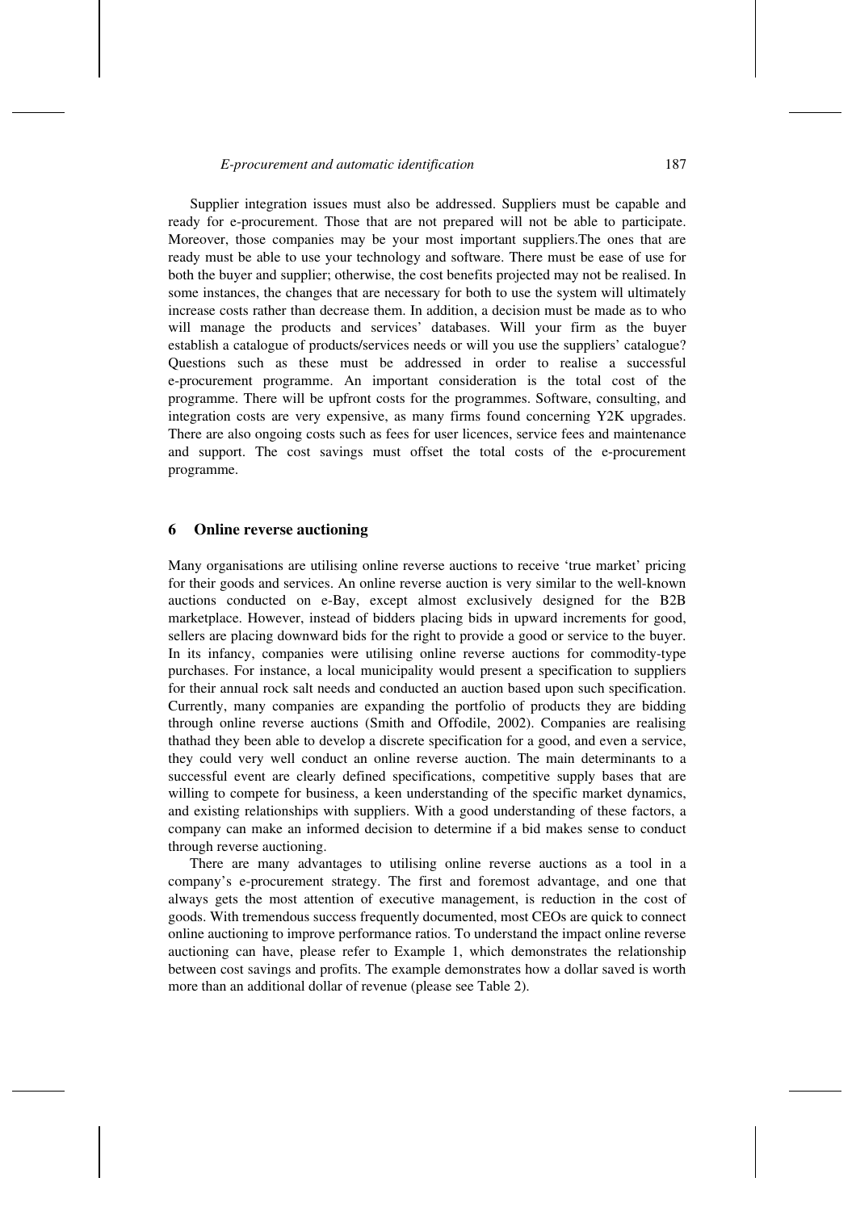Supplier integration issues must also be addressed. Suppliers must be capable and ready for e-procurement. Those that are not prepared will not be able to participate. Moreover, those companies may be your most important suppliers.The ones that are ready must be able to use your technology and software. There must be ease of use for both the buyer and supplier; otherwise, the cost benefits projected may not be realised. In some instances, the changes that are necessary for both to use the system will ultimately increase costs rather than decrease them. In addition, a decision must be made as to who will manage the products and services' databases. Will your firm as the buyer establish a catalogue of products/services needs or will you use the suppliers' catalogue? Questions such as these must be addressed in order to realise a successful e-procurement programme. An important consideration is the total cost of the programme. There will be upfront costs for the programmes. Software, consulting, and integration costs are very expensive, as many firms found concerning Y2K upgrades. There are also ongoing costs such as fees for user licences, service fees and maintenance and support. The cost savings must offset the total costs of the e-procurement programme.

## 6 Online reverse auctioning

Many organisations are utilising online reverse auctions to receive 'true market' pricing for their goods and services. An online reverse auction is very similar to the well-known auctions conducted on e-Bay, except almost exclusively designed for the B2B marketplace. However, instead of bidders placing bids in upward increments for good, sellers are placing downward bids for the right to provide a good or service to the buyer. In its infancy, companies were utilising online reverse auctions for commodity-type purchases. For instance, a local municipality would present a specification to suppliers for their annual rock salt needs and conducted an auction based upon such specification. Currently, many companies are expanding the portfolio of products they are bidding through online reverse auctions (Smith and Offodile, 2002). Companies are realising thathad they been able to develop a discrete specification for a good, and even a service, they could very well conduct an online reverse auction. The main determinants to a successful event are clearly defined specifications, competitive supply bases that are willing to compete for business, a keen understanding of the specific market dynamics, and existing relationships with suppliers. With a good understanding of these factors, a company can make an informed decision to determine if a bid makes sense to conduct through reverse auctioning.

There are many advantages to utilising online reverse auctions as a tool in a company's e-procurement strategy. The first and foremost advantage, and one that always gets the most attention of executive management, is reduction in the cost of goods. With tremendous success frequently documented, most CEOs are quick to connect online auctioning to improve performance ratios. To understand the impact online reverse auctioning can have, please refer to Example 1, which demonstrates the relationship between cost savings and profits. The example demonstrates how a dollar saved is worth more than an additional dollar of revenue (please see Table 2).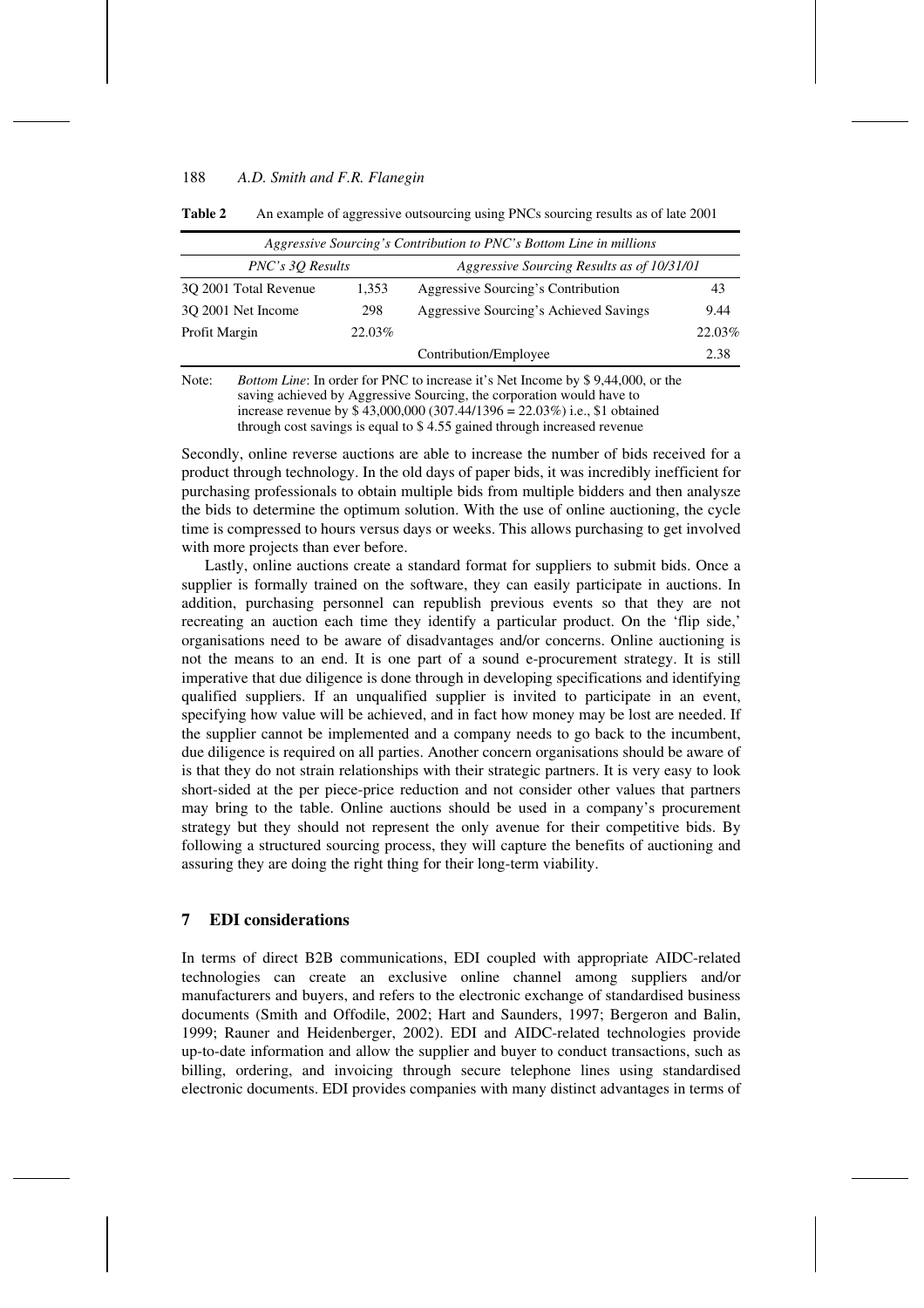**Table 2** An example of aggressive outsourcing using PNCs sourcing results as of late 2001

| *Aggressive Sourcing's Contribution to PNC's Bottom Line in millions* | | | |
|---|---|---|---|
| *PNC's 3Q Results* | | *Aggressive Sourcing Results as of 10/31/01* | |
| 3Q 2001 Total Revenue | 1,353 | Aggressive Sourcing's Contribution | 43 |
| 3Q 2001 Net Income | 298 | Aggressive Sourcing's Achieved Savings | 9.44 |
| Profit Margin | 22.03% | | 22.03% |
| | | Contribution/Employee | 2.38 |

Note: *Bottom Line*: In order for PNC to increase it's Net Income by $ 9,44,000, or the saving achieved by Aggressive Sourcing, the corporation would have to increase revenue by $ 43,000,000 (307.44/1396 = 22.03%) i.e., $1 obtained through cost savings is equal to $ 4.55 gained through increased revenue

Secondly, online reverse auctions are able to increase the number of bids received for a product through technology. In the old days of paper bids, it was incredibly inefficient for purchasing professionals to obtain multiple bids from multiple bidders and then analysze the bids to determine the optimum solution. With the use of online auctioning, the cycle time is compressed to hours versus days or weeks. This allows purchasing to get involved with more projects than ever before.

Lastly, online auctions create a standard format for suppliers to submit bids. Once a supplier is formally trained on the software, they can easily participate in auctions. In addition, purchasing personnel can republish previous events so that they are not recreating an auction each time they identify a particular product. On the 'flip side,' organisations need to be aware of disadvantages and/or concerns. Online auctioning is not the means to an end. It is one part of a sound e-procurement strategy. It is still imperative that due diligence is done through in developing specifications and identifying qualified suppliers. If an unqualified supplier is invited to participate in an event, specifying how value will be achieved, and in fact how money may be lost are needed. If the supplier cannot be implemented and a company needs to go back to the incumbent, due diligence is required on all parties. Another concern organisations should be aware of is that they do not strain relationships with their strategic partners. It is very easy to look short-sided at the per piece-price reduction and not consider other values that partners may bring to the table. Online auctions should be used in a company's procurement strategy but they should not represent the only avenue for their competitive bids. By following a structured sourcing process, they will capture the benefits of auctioning and assuring they are doing the right thing for their long-term viability.

## 7 EDI considerations

In terms of direct B2B communications, EDI coupled with appropriate AIDC-related technologies can create an exclusive online channel among suppliers and/or manufacturers and buyers, and refers to the electronic exchange of standardised business documents (Smith and Offodile, 2002; Hart and Saunders, 1997; Bergeron and Balin, 1999; Rauner and Heidenberger, 2002). EDI and AIDC-related technologies provide up-to-date information and allow the supplier and buyer to conduct transactions, such as billing, ordering, and invoicing through secure telephone lines using standardised electronic documents. EDI provides companies with many distinct advantages in terms of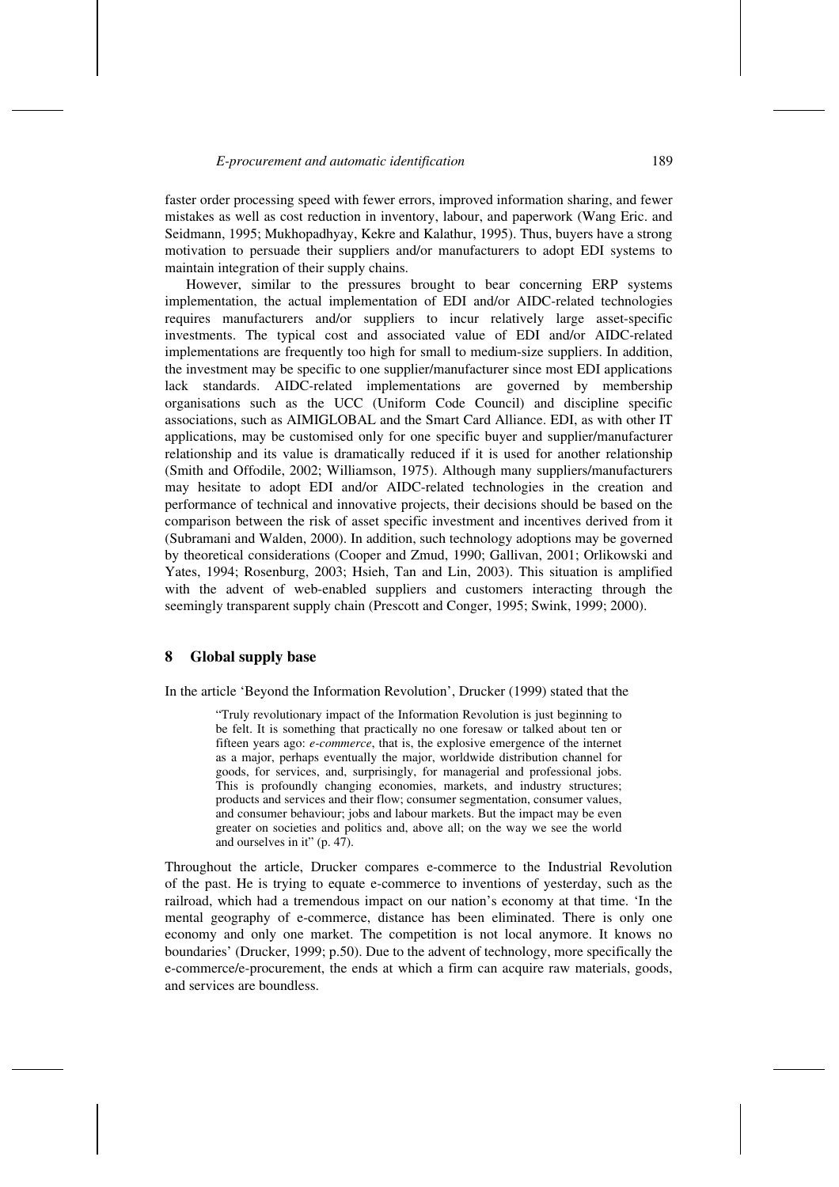faster order processing speed with fewer errors, improved information sharing, and fewer mistakes as well as cost reduction in inventory, labour, and paperwork (Wang Eric. and Seidmann, 1995; Mukhopadhyay, Kekre and Kalathur, 1995). Thus, buyers have a strong motivation to persuade their suppliers and/or manufacturers to adopt EDI systems to maintain integration of their supply chains.

However, similar to the pressures brought to bear concerning ERP systems implementation, the actual implementation of EDI and/or AIDC-related technologies requires manufacturers and/or suppliers to incur relatively large asset-specific investments. The typical cost and associated value of EDI and/or AIDC-related implementations are frequently too high for small to medium-size suppliers. In addition, the investment may be specific to one supplier/manufacturer since most EDI applications lack standards. AIDC-related implementations are governed by membership organisations such as the UCC (Uniform Code Council) and discipline specific associations, such as AIMIGLOBAL and the Smart Card Alliance. EDI, as with other IT applications, may be customised only for one specific buyer and supplier/manufacturer relationship and its value is dramatically reduced if it is used for another relationship (Smith and Offodile, 2002; Williamson, 1975). Although many suppliers/manufacturers may hesitate to adopt EDI and/or AIDC-related technologies in the creation and performance of technical and innovative projects, their decisions should be based on the comparison between the risk of asset specific investment and incentives derived from it (Subramani and Walden, 2000). In addition, such technology adoptions may be governed by theoretical considerations (Cooper and Zmud, 1990; Gallivan, 2001; Orlikowski and Yates, 1994; Rosenburg, 2003; Hsieh, Tan and Lin, 2003). This situation is amplified with the advent of web-enabled suppliers and customers interacting through the seemingly transparent supply chain (Prescott and Conger, 1995; Swink, 1999; 2000).

## 8 Global supply base

In the article 'Beyond the Information Revolution', Drucker (1999) stated that the

> "Truly revolutionary impact of the Information Revolution is just beginning to be felt. It is something that practically no one foresaw or talked about ten or fifteen years ago: *e-commerce*, that is, the explosive emergence of the internet as a major, perhaps eventually the major, worldwide distribution channel for goods, for services, and, surprisingly, for managerial and professional jobs. This is profoundly changing economies, markets, and industry structures; products and services and their flow; consumer segmentation, consumer values, and consumer behaviour; jobs and labour markets. But the impact may be even greater on societies and politics and, above all; on the way we see the world and ourselves in it" (p. 47).

Throughout the article, Drucker compares e-commerce to the Industrial Revolution of the past. He is trying to equate e-commerce to inventions of yesterday, such as the railroad, which had a tremendous impact on our nation's economy at that time. 'In the mental geography of e-commerce, distance has been eliminated. There is only one economy and only one market. The competition is not local anymore. It knows no boundaries' (Drucker, 1999; p.50). Due to the advent of technology, more specifically the e-commerce/e-procurement, the ends at which a firm can acquire raw materials, goods, and services are boundless.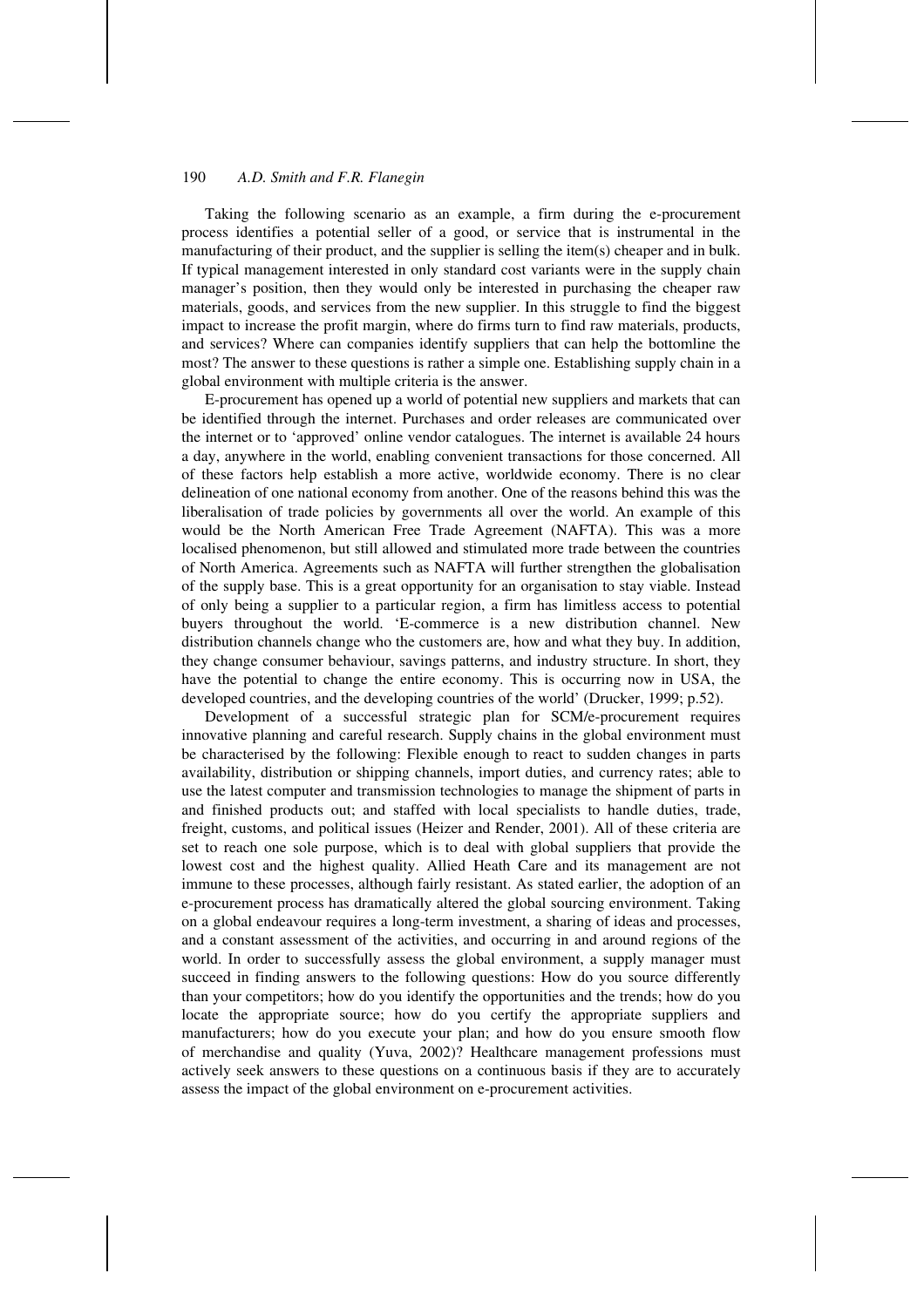Taking the following scenario as an example, a firm during the e-procurement process identifies a potential seller of a good, or service that is instrumental in the manufacturing of their product, and the supplier is selling the item(s) cheaper and in bulk. If typical management interested in only standard cost variants were in the supply chain manager's position, then they would only be interested in purchasing the cheaper raw materials, goods, and services from the new supplier. In this struggle to find the biggest impact to increase the profit margin, where do firms turn to find raw materials, products, and services? Where can companies identify suppliers that can help the bottomline the most? The answer to these questions is rather a simple one. Establishing supply chain in a global environment with multiple criteria is the answer.

E-procurement has opened up a world of potential new suppliers and markets that can be identified through the internet. Purchases and order releases are communicated over the internet or to 'approved' online vendor catalogues. The internet is available 24 hours a day, anywhere in the world, enabling convenient transactions for those concerned. All of these factors help establish a more active, worldwide economy. There is no clear delineation of one national economy from another. One of the reasons behind this was the liberalisation of trade policies by governments all over the world. An example of this would be the North American Free Trade Agreement (NAFTA). This was a more localised phenomenon, but still allowed and stimulated more trade between the countries of North America. Agreements such as NAFTA will further strengthen the globalisation of the supply base. This is a great opportunity for an organisation to stay viable. Instead of only being a supplier to a particular region, a firm has limitless access to potential buyers throughout the world. 'E-commerce is a new distribution channel. New distribution channels change who the customers are, how and what they buy. In addition, they change consumer behaviour, savings patterns, and industry structure. In short, they have the potential to change the entire economy. This is occurring now in USA, the developed countries, and the developing countries of the world' (Drucker, 1999; p.52).

Development of a successful strategic plan for SCM/e-procurement requires innovative planning and careful research. Supply chains in the global environment must be characterised by the following: Flexible enough to react to sudden changes in parts availability, distribution or shipping channels, import duties, and currency rates; able to use the latest computer and transmission technologies to manage the shipment of parts in and finished products out; and staffed with local specialists to handle duties, trade, freight, customs, and political issues (Heizer and Render, 2001). All of these criteria are set to reach one sole purpose, which is to deal with global suppliers that provide the lowest cost and the highest quality. Allied Heath Care and its management are not immune to these processes, although fairly resistant. As stated earlier, the adoption of an e-procurement process has dramatically altered the global sourcing environment. Taking on a global endeavour requires a long-term investment, a sharing of ideas and processes, and a constant assessment of the activities, and occurring in and around regions of the world. In order to successfully assess the global environment, a supply manager must succeed in finding answers to the following questions: How do you source differently than your competitors; how do you identify the opportunities and the trends; how do you locate the appropriate source; how do you certify the appropriate suppliers and manufacturers; how do you execute your plan; and how do you ensure smooth flow of merchandise and quality (Yuva, 2002)? Healthcare management professions must actively seek answers to these questions on a continuous basis if they are to accurately assess the impact of the global environment on e-procurement activities.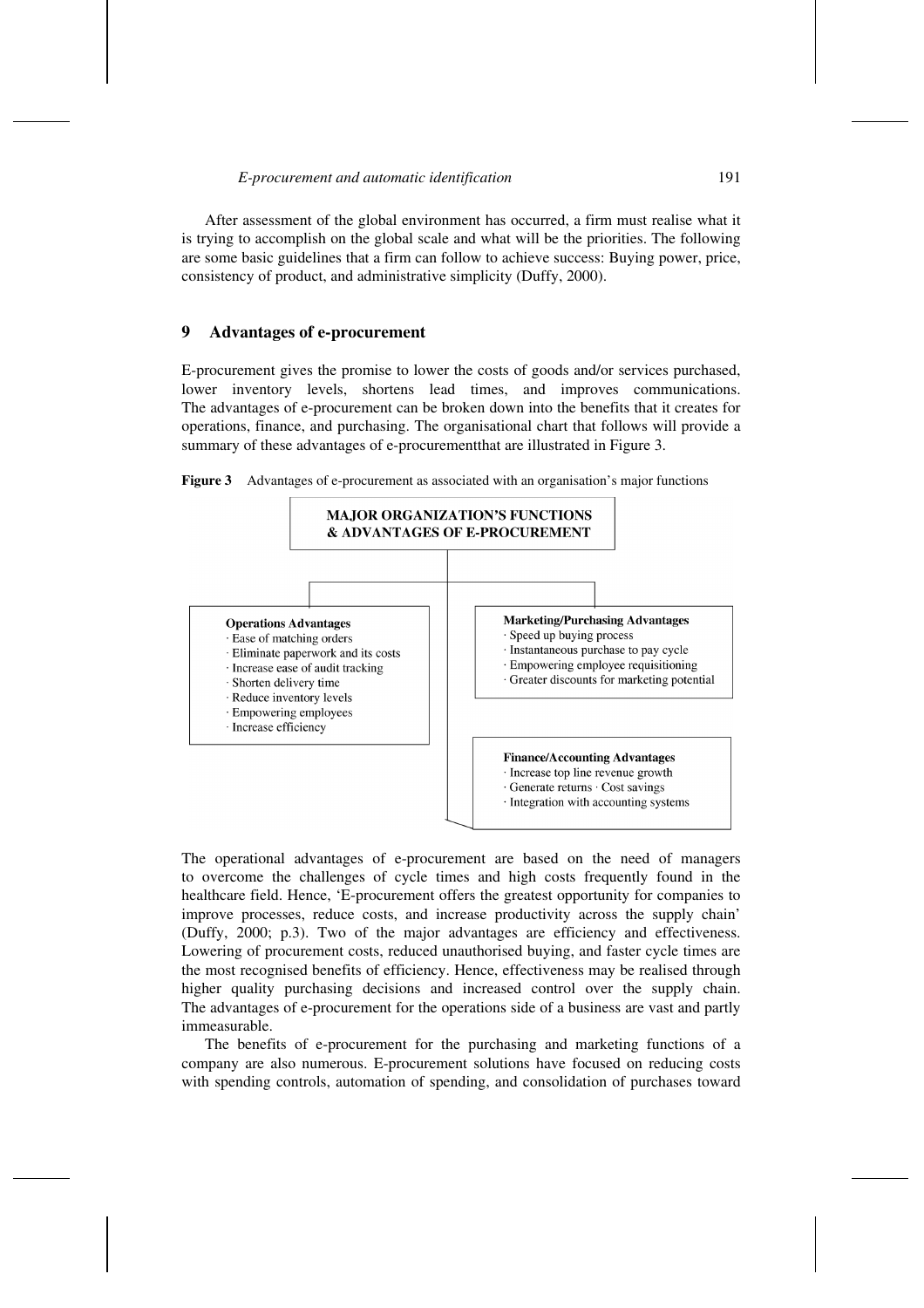After assessment of the global environment has occurred, a firm must realise what it is trying to accomplish on the global scale and what will be the priorities. The following are some basic guidelines that a firm can follow to achieve success: Buying power, price, consistency of product, and administrative simplicity (Duffy, 2000).

## 9 Advantages of e-procurement

E-procurement gives the promise to lower the costs of goods and/or services purchased, lower inventory levels, shortens lead times, and improves communications. The advantages of e-procurement can be broken down into the benefits that it creates for operations, finance, and purchasing. The organisational chart that follows will provide a summary of these advantages of e-procurementthat are illustrated in Figure 3.

**Figure 3** Advantages of e-procurement as associated with an organisation's major functions

**MAJOR ORGANIZATION'S FUNCTIONS & ADVANTAGES OF E-PROCUREMENT**

**Operations Advantages**
- Ease of matching orders
- Eliminate paperwork and its costs
- Increase ease of audit tracking
- Shorten delivery time
- Reduce inventory levels
- Empowering employees
- Increase efficiency

**Marketing/Purchasing Advantages**
- Speed up buying process
- Instantaneous purchase to pay cycle
- Empowering employee requisitioning
- Greater discounts for marketing potential

**Finance/Accounting Advantages**
- Increase top line revenue growth
- Generate returns · Cost savings
- Integration with accounting systems

The operational advantages of e-procurement are based on the need of managers to overcome the challenges of cycle times and high costs frequently found in the healthcare field. Hence, 'E-procurement offers the greatest opportunity for companies to improve processes, reduce costs, and increase productivity across the supply chain' (Duffy, 2000; p.3). Two of the major advantages are efficiency and effectiveness. Lowering of procurement costs, reduced unauthorised buying, and faster cycle times are the most recognised benefits of efficiency. Hence, effectiveness may be realised through higher quality purchasing decisions and increased control over the supply chain. The advantages of e-procurement for the operations side of a business are vast and partly immeasurable.

The benefits of e-procurement for the purchasing and marketing functions of a company are also numerous. E-procurement solutions have focused on reducing costs with spending controls, automation of spending, and consolidation of purchases toward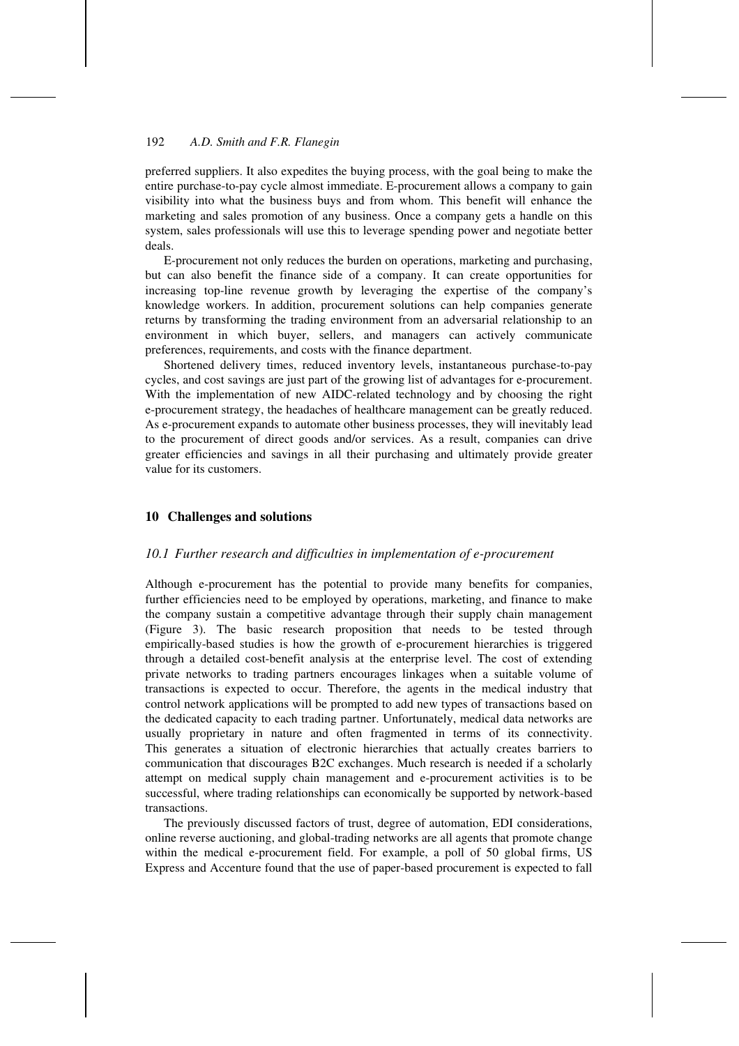preferred suppliers. It also expedites the buying process, with the goal being to make the entire purchase-to-pay cycle almost immediate. E-procurement allows a company to gain visibility into what the business buys and from whom. This benefit will enhance the marketing and sales promotion of any business. Once a company gets a handle on this system, sales professionals will use this to leverage spending power and negotiate better deals.

E-procurement not only reduces the burden on operations, marketing and purchasing, but can also benefit the finance side of a company. It can create opportunities for increasing top-line revenue growth by leveraging the expertise of the company's knowledge workers. In addition, procurement solutions can help companies generate returns by transforming the trading environment from an adversarial relationship to an environment in which buyer, sellers, and managers can actively communicate preferences, requirements, and costs with the finance department.

Shortened delivery times, reduced inventory levels, instantaneous purchase-to-pay cycles, and cost savings are just part of the growing list of advantages for e-procurement. With the implementation of new AIDC-related technology and by choosing the right e-procurement strategy, the headaches of healthcare management can be greatly reduced. As e-procurement expands to automate other business processes, they will inevitably lead to the procurement of direct goods and/or services. As a result, companies can drive greater efficiencies and savings in all their purchasing and ultimately provide greater value for its customers.

## 10 Challenges and solutions

### *10.1 Further research and difficulties in implementation of e-procurement*

Although e-procurement has the potential to provide many benefits for companies, further efficiencies need to be employed by operations, marketing, and finance to make the company sustain a competitive advantage through their supply chain management (Figure 3). The basic research proposition that needs to be tested through empirically-based studies is how the growth of e-procurement hierarchies is triggered through a detailed cost-benefit analysis at the enterprise level. The cost of extending private networks to trading partners encourages linkages when a suitable volume of transactions is expected to occur. Therefore, the agents in the medical industry that control network applications will be prompted to add new types of transactions based on the dedicated capacity to each trading partner. Unfortunately, medical data networks are usually proprietary in nature and often fragmented in terms of its connectivity. This generates a situation of electronic hierarchies that actually creates barriers to communication that discourages B2C exchanges. Much research is needed if a scholarly attempt on medical supply chain management and e-procurement activities is to be successful, where trading relationships can economically be supported by network-based transactions.

The previously discussed factors of trust, degree of automation, EDI considerations, online reverse auctioning, and global-trading networks are all agents that promote change within the medical e-procurement field. For example, a poll of 50 global firms, US Express and Accenture found that the use of paper-based procurement is expected to fall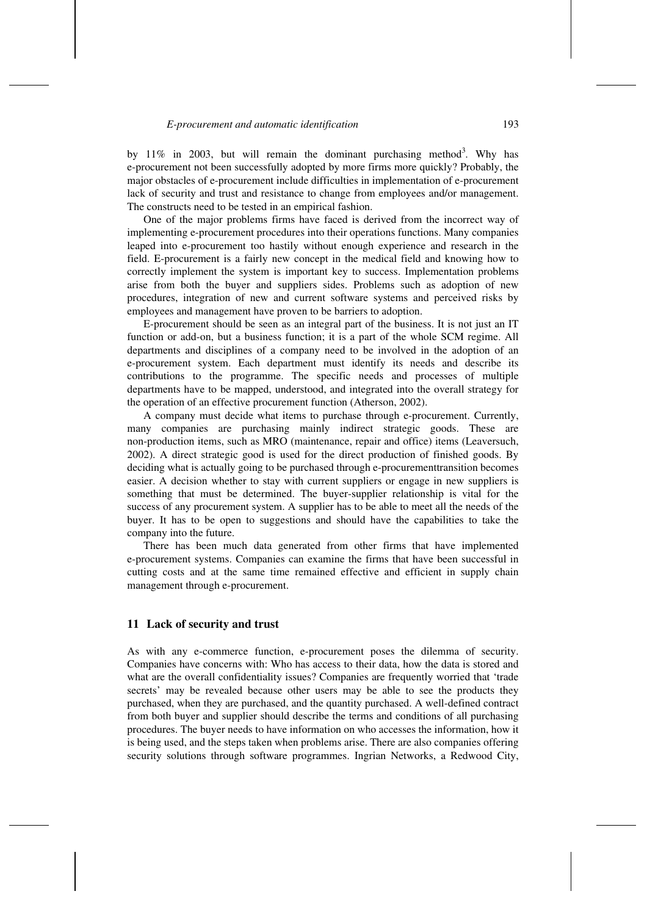by 11% in 2003, but will remain the dominant purchasing method[3]. Why has e-procurement not been successfully adopted by more firms more quickly? Probably, the major obstacles of e-procurement include difficulties in implementation of e-procurement lack of security and trust and resistance to change from employees and/or management. The constructs need to be tested in an empirical fashion.

One of the major problems firms have faced is derived from the incorrect way of implementing e-procurement procedures into their operations functions. Many companies leaped into e-procurement too hastily without enough experience and research in the field. E-procurement is a fairly new concept in the medical field and knowing how to correctly implement the system is important key to success. Implementation problems arise from both the buyer and suppliers sides. Problems such as adoption of new procedures, integration of new and current software systems and perceived risks by employees and management have proven to be barriers to adoption.

E-procurement should be seen as an integral part of the business. It is not just an IT function or add-on, but a business function; it is a part of the whole SCM regime. All departments and disciplines of a company need to be involved in the adoption of an e-procurement system. Each department must identify its needs and describe its contributions to the programme. The specific needs and processes of multiple departments have to be mapped, understood, and integrated into the overall strategy for the operation of an effective procurement function (Atherson, 2002).

A company must decide what items to purchase through e-procurement. Currently, many companies are purchasing mainly indirect strategic goods. These are non-production items, such as MRO (maintenance, repair and office) items (Leaversuch, 2002). A direct strategic good is used for the direct production of finished goods. By deciding what is actually going to be purchased through e-procurementtransition becomes easier. A decision whether to stay with current suppliers or engage in new suppliers is something that must be determined. The buyer-supplier relationship is vital for the success of any procurement system. A supplier has to be able to meet all the needs of the buyer. It has to be open to suggestions and should have the capabilities to take the company into the future.

There has been much data generated from other firms that have implemented e-procurement systems. Companies can examine the firms that have been successful in cutting costs and at the same time remained effective and efficient in supply chain management through e-procurement.

## 11 Lack of security and trust

As with any e-commerce function, e-procurement poses the dilemma of security. Companies have concerns with: Who has access to their data, how the data is stored and what are the overall confidentiality issues? Companies are frequently worried that 'trade secrets' may be revealed because other users may be able to see the products they purchased, when they are purchased, and the quantity purchased. A well-defined contract from both buyer and supplier should describe the terms and conditions of all purchasing procedures. The buyer needs to have information on who accesses the information, how it is being used, and the steps taken when problems arise. There are also companies offering security solutions through software programmes. Ingrian Networks, a Redwood City,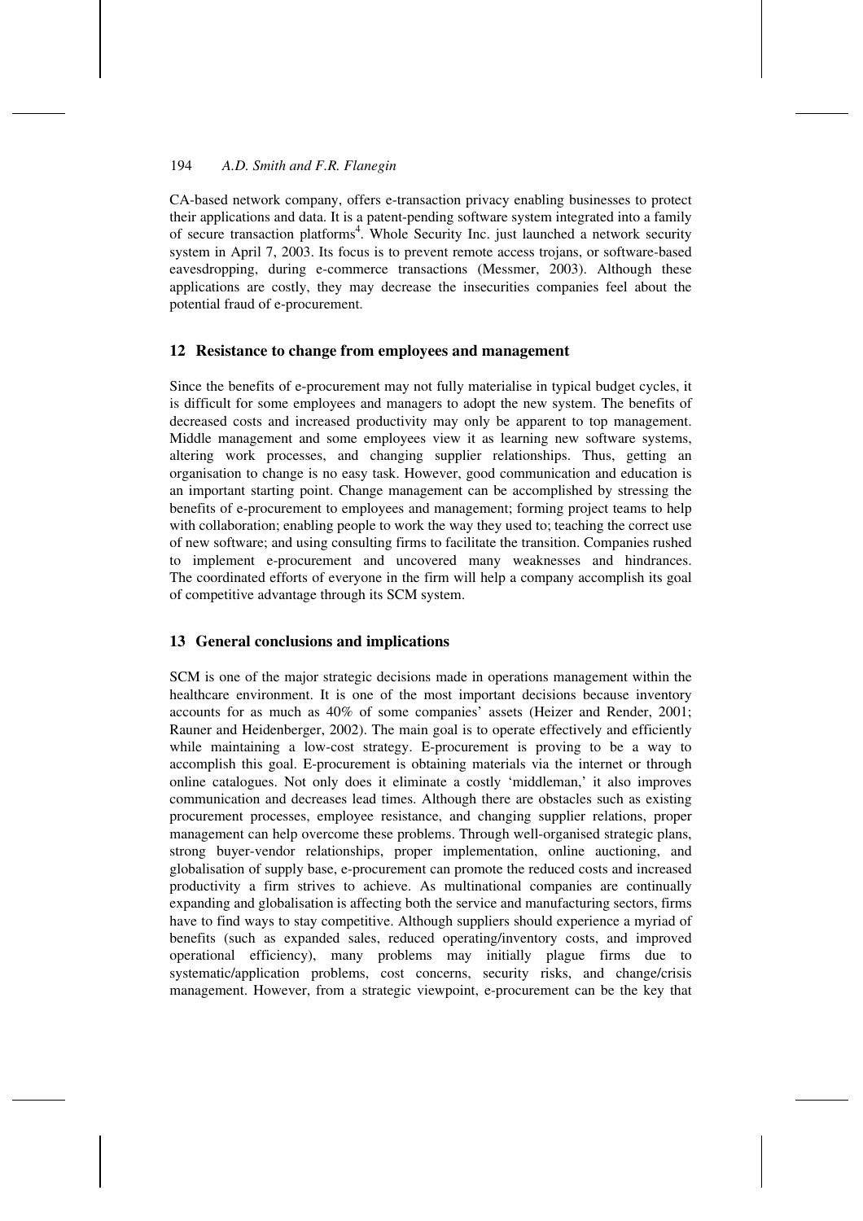CA-based network company, offers e-transaction privacy enabling businesses to protect their applications and data. It is a patent-pending software system integrated into a family of secure transaction platforms[4]. Whole Security Inc. just launched a network security system in April 7, 2003. Its focus is to prevent remote access trojans, or software-based eavesdropping, during e-commerce transactions (Messmer, 2003). Although these applications are costly, they may decrease the insecurities companies feel about the potential fraud of e-procurement.

## 12 Resistance to change from employees and management

Since the benefits of e-procurement may not fully materialise in typical budget cycles, it is difficult for some employees and managers to adopt the new system. The benefits of decreased costs and increased productivity may only be apparent to top management. Middle management and some employees view it as learning new software systems, altering work processes, and changing supplier relationships. Thus, getting an organisation to change is no easy task. However, good communication and education is an important starting point. Change management can be accomplished by stressing the benefits of e-procurement to employees and management; forming project teams to help with collaboration; enabling people to work the way they used to; teaching the correct use of new software; and using consulting firms to facilitate the transition. Companies rushed to implement e-procurement and uncovered many weaknesses and hindrances. The coordinated efforts of everyone in the firm will help a company accomplish its goal of competitive advantage through its SCM system.

## 13 General conclusions and implications

SCM is one of the major strategic decisions made in operations management within the healthcare environment. It is one of the most important decisions because inventory accounts for as much as 40% of some companies' assets (Heizer and Render, 2001; Rauner and Heidenberger, 2002). The main goal is to operate effectively and efficiently while maintaining a low-cost strategy. E-procurement is proving to be a way to accomplish this goal. E-procurement is obtaining materials via the internet or through online catalogues. Not only does it eliminate a costly 'middleman,' it also improves communication and decreases lead times. Although there are obstacles such as existing procurement processes, employee resistance, and changing supplier relations, proper management can help overcome these problems. Through well-organised strategic plans, strong buyer-vendor relationships, proper implementation, online auctioning, and globalisation of supply base, e-procurement can promote the reduced costs and increased productivity a firm strives to achieve. As multinational companies are continually expanding and globalisation is affecting both the service and manufacturing sectors, firms have to find ways to stay competitive. Although suppliers should experience a myriad of benefits (such as expanded sales, reduced operating/inventory costs, and improved operational efficiency), many problems may initially plague firms due to systematic/application problems, cost concerns, security risks, and change/crisis management. However, from a strategic viewpoint, e-procurement can be the key that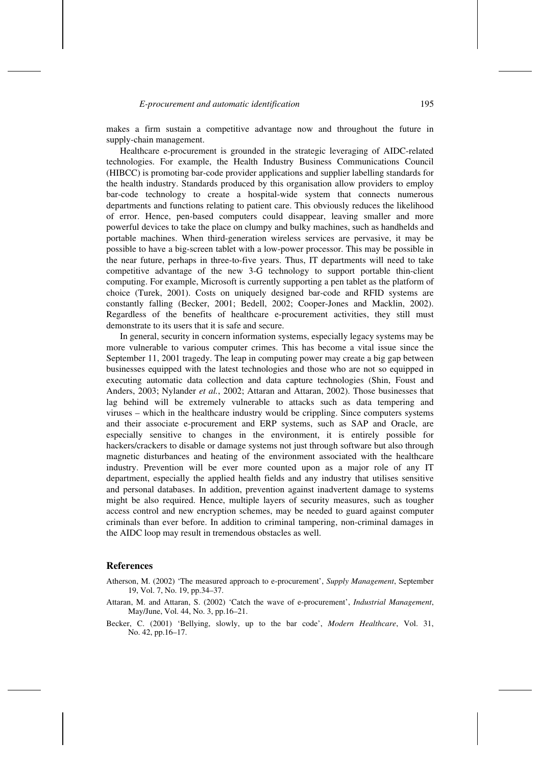makes a firm sustain a competitive advantage now and throughout the future in supply-chain management.

Healthcare e-procurement is grounded in the strategic leveraging of AIDC-related technologies. For example, the Health Industry Business Communications Council (HIBCC) is promoting bar-code provider applications and supplier labelling standards for the health industry. Standards produced by this organisation allow providers to employ bar-code technology to create a hospital-wide system that connects numerous departments and functions relating to patient care. This obviously reduces the likelihood of error. Hence, pen-based computers could disappear, leaving smaller and more powerful devices to take the place on clumpy and bulky machines, such as handhelds and portable machines. When third-generation wireless services are pervasive, it may be possible to have a big-screen tablet with a low-power processor. This may be possible in the near future, perhaps in three-to-five years. Thus, IT departments will need to take competitive advantage of the new 3-G technology to support portable thin-client computing. For example, Microsoft is currently supporting a pen tablet as the platform of choice (Turek, 2001). Costs on uniquely designed bar-code and RFID systems are constantly falling (Becker, 2001; Bedell, 2002; Cooper-Jones and Macklin, 2002). Regardless of the benefits of healthcare e-procurement activities, they still must demonstrate to its users that it is safe and secure.

In general, security in concern information systems, especially legacy systems may be more vulnerable to various computer crimes. This has become a vital issue since the September 11, 2001 tragedy. The leap in computing power may create a big gap between businesses equipped with the latest technologies and those who are not so equipped in executing automatic data collection and data capture technologies (Shin, Foust and Anders, 2003; Nylander *et al.*, 2002; Attaran and Attaran, 2002). Those businesses that lag behind will be extremely vulnerable to attacks such as data tempering and viruses – which in the healthcare industry would be crippling. Since computers systems and their associate e-procurement and ERP systems, such as SAP and Oracle, are especially sensitive to changes in the environment, it is entirely possible for hackers/crackers to disable or damage systems not just through software but also through magnetic disturbances and heating of the environment associated with the healthcare industry. Prevention will be ever more counted upon as a major role of any IT department, especially the applied health fields and any industry that utilises sensitive and personal databases. In addition, prevention against inadvertent damage to systems might be also required. Hence, multiple layers of security measures, such as tougher access control and new encryption schemes, may be needed to guard against computer criminals than ever before. In addition to criminal tampering, non-criminal damages in the AIDC loop may result in tremendous obstacles as well.

## References

Atherson, M. (2002) 'The measured approach to e-procurement', *Supply Management*, September 19, Vol. 7, No. 19, pp.34–37.

Attaran, M. and Attaran, S. (2002) 'Catch the wave of e-procurement', *Industrial Management*, May/June, Vol. 44, No. 3, pp.16–21.

Becker, C. (2001) 'Bellying, slowly, up to the bar code', *Modern Healthcare*, Vol. 31, No. 42, pp.16–17.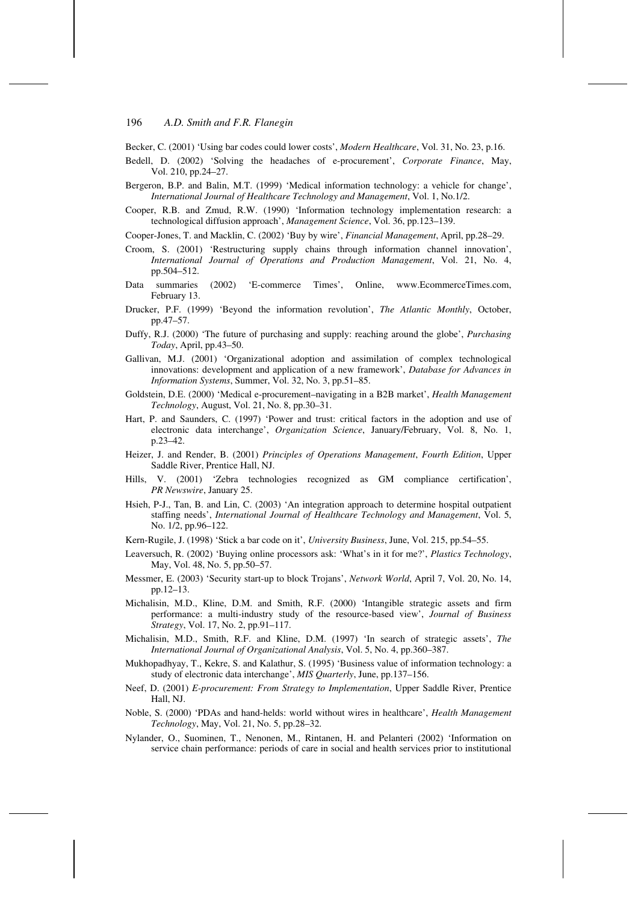Becker, C. (2001) 'Using bar codes could lower costs', *Modern Healthcare*, Vol. 31, No. 23, p.16.

Bedell, D. (2002) 'Solving the headaches of e-procurement', *Corporate Finance*, May, Vol. 210, pp.24–27.

Bergeron, B.P. and Balin, M.T. (1999) 'Medical information technology: a vehicle for change', *International Journal of Healthcare Technology and Management*, Vol. 1, No.1/2.

Cooper, R.B. and Zmud, R.W. (1990) 'Information technology implementation research: a technological diffusion approach', *Management Science*, Vol. 36, pp.123–139.

Cooper-Jones, T. and Macklin, C. (2002) 'Buy by wire', *Financial Management*, April, pp.28–29.

Croom, S. (2001) 'Restructuring supply chains through information channel innovation', *International Journal of Operations and Production Management*, Vol. 21, No. 4, pp.504–512.

Data summaries (2002) 'E-commerce Times', Online, www.EcommerceTimes.com, February 13.

Drucker, P.F. (1999) 'Beyond the information revolution', *The Atlantic Monthly*, October, pp.47–57.

Duffy, R.J. (2000) 'The future of purchasing and supply: reaching around the globe', *Purchasing Today*, April, pp.43–50.

Gallivan, M.J. (2001) 'Organizational adoption and assimilation of complex technological innovations: development and application of a new framework', *Database for Advances in Information Systems*, Summer, Vol. 32, No. 3, pp.51–85.

Goldstein, D.E. (2000) 'Medical e-procurement–navigating in a B2B market', *Health Management Technology*, August, Vol. 21, No. 8, pp.30–31.

Hart, P. and Saunders, C. (1997) 'Power and trust: critical factors in the adoption and use of electronic data interchange', *Organization Science*, January/February, Vol. 8, No. 1, p.23–42.

Heizer, J. and Render, B. (2001) *Principles of Operations Management*, *Fourth Edition*, Upper Saddle River, Prentice Hall, NJ.

Hills, V. (2001) 'Zebra technologies recognized as GM compliance certification', *PR Newswire*, January 25.

Hsieh, P-J., Tan, B. and Lin, C. (2003) 'An integration approach to determine hospital outpatient staffing needs', *International Journal of Healthcare Technology and Management*, Vol. 5, No. 1/2, pp.96–122.

Kern-Rugile, J. (1998) 'Stick a bar code on it', *University Business*, June, Vol. 215, pp.54–55.

Leaversuch, R. (2002) 'Buying online processors ask: 'What's in it for me?', *Plastics Technology*, May, Vol. 48, No. 5, pp.50–57.

Messmer, E. (2003) 'Security start-up to block Trojans', *Network World*, April 7, Vol. 20, No. 14, pp.12–13.

Michalisin, M.D., Kline, D.M. and Smith, R.F. (2000) 'Intangible strategic assets and firm performance: a multi-industry study of the resource-based view', *Journal of Business Strategy*, Vol. 17, No. 2, pp.91–117.

Michalisin, M.D., Smith, R.F. and Kline, D.M. (1997) 'In search of strategic assets', *The International Journal of Organizational Analysis*, Vol. 5, No. 4, pp.360–387.

Mukhopadhyay, T., Kekre, S. and Kalathur, S. (1995) 'Business value of information technology: a study of electronic data interchange', *MIS Quarterly*, June, pp.137–156.

Neef, D. (2001) *E-procurement: From Strategy to Implementation*, Upper Saddle River, Prentice Hall, NJ.

Noble, S. (2000) 'PDAs and hand-helds: world without wires in healthcare', *Health Management Technology*, May, Vol. 21, No. 5, pp.28–32.

Nylander, O., Suominen, T., Nenonen, M., Rintanen, H. and Pelanteri (2002) 'Information on service chain performance: periods of care in social and health services prior to institutional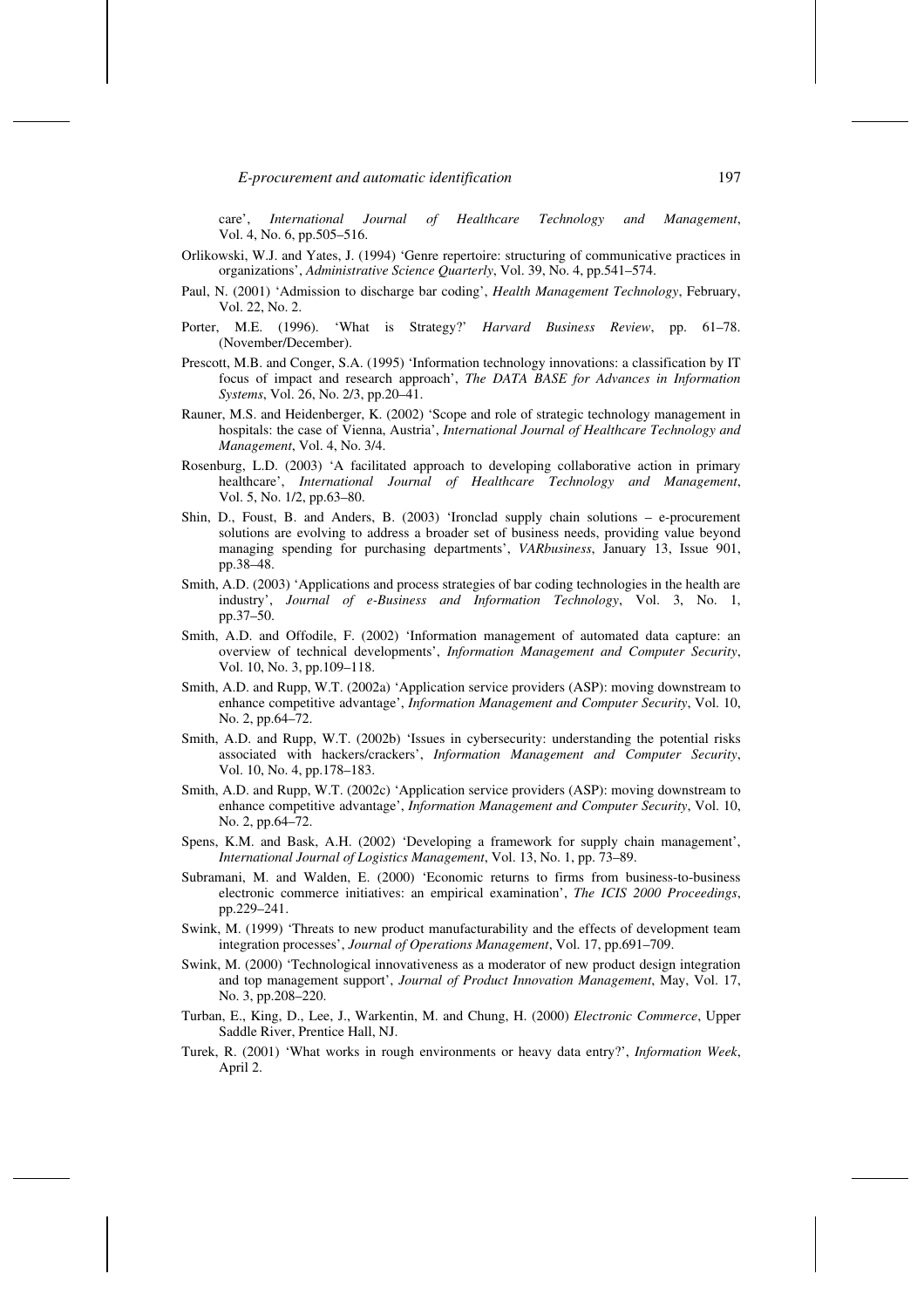care', *International Journal of Healthcare Technology and Management*, Vol. 4, No. 6, pp.505–516.

Orlikowski, W.J. and Yates, J. (1994) 'Genre repertoire: structuring of communicative practices in organizations', *Administrative Science Quarterly*, Vol. 39, No. 4, pp.541–574.

Paul, N. (2001) 'Admission to discharge bar coding', *Health Management Technology*, February, Vol. 22, No. 2.

Porter, M.E. (1996). 'What is Strategy?' *Harvard Business Review*, pp. 61–78. (November/December).

Prescott, M.B. and Conger, S.A. (1995) 'Information technology innovations: a classification by IT focus of impact and research approach', *The DATA BASE for Advances in Information Systems*, Vol. 26, No. 2/3, pp.20–41.

Rauner, M.S. and Heidenberger, K. (2002) 'Scope and role of strategic technology management in hospitals: the case of Vienna, Austria', *International Journal of Healthcare Technology and Management*, Vol. 4, No. 3/4.

Rosenburg, L.D. (2003) 'A facilitated approach to developing collaborative action in primary healthcare', *International Journal of Healthcare Technology and Management*, Vol. 5, No. 1/2, pp.63–80.

Shin, D., Foust, B. and Anders, B. (2003) 'Ironclad supply chain solutions – e-procurement solutions are evolving to address a broader set of business needs, providing value beyond managing spending for purchasing departments', *VARbusiness*, January 13, Issue 901, pp.38–48.

Smith, A.D. (2003) 'Applications and process strategies of bar coding technologies in the health are industry', *Journal of e-Business and Information Technology*, Vol. 3, No. 1, pp.37–50.

Smith, A.D. and Offodile, F. (2002) 'Information management of automated data capture: an overview of technical developments', *Information Management and Computer Security*, Vol. 10, No. 3, pp.109–118.

Smith, A.D. and Rupp, W.T. (2002a) 'Application service providers (ASP): moving downstream to enhance competitive advantage', *Information Management and Computer Security*, Vol. 10, No. 2, pp.64–72.

Smith, A.D. and Rupp, W.T. (2002b) 'Issues in cybersecurity: understanding the potential risks associated with hackers/crackers', *Information Management and Computer Security*, Vol. 10, No. 4, pp.178–183.

Smith, A.D. and Rupp, W.T. (2002c) 'Application service providers (ASP): moving downstream to enhance competitive advantage', *Information Management and Computer Security*, Vol. 10, No. 2, pp.64–72.

Spens, K.M. and Bask, A.H. (2002) 'Developing a framework for supply chain management', *International Journal of Logistics Management*, Vol. 13, No. 1, pp. 73–89.

Subramani, M. and Walden, E. (2000) 'Economic returns to firms from business-to-business electronic commerce initiatives: an empirical examination', *The ICIS 2000 Proceedings*, pp.229–241.

Swink, M. (1999) 'Threats to new product manufacturability and the effects of development team integration processes', *Journal of Operations Management*, Vol. 17, pp.691–709.

Swink, M. (2000) 'Technological innovativeness as a moderator of new product design integration and top management support', *Journal of Product Innovation Management*, May, Vol. 17, No. 3, pp.208–220.

Turban, E., King, D., Lee, J., Warkentin, M. and Chung, H. (2000) *Electronic Commerce*, Upper Saddle River, Prentice Hall, NJ.

Turek, R. (2001) 'What works in rough environments or heavy data entry?', *Information Week*, April 2.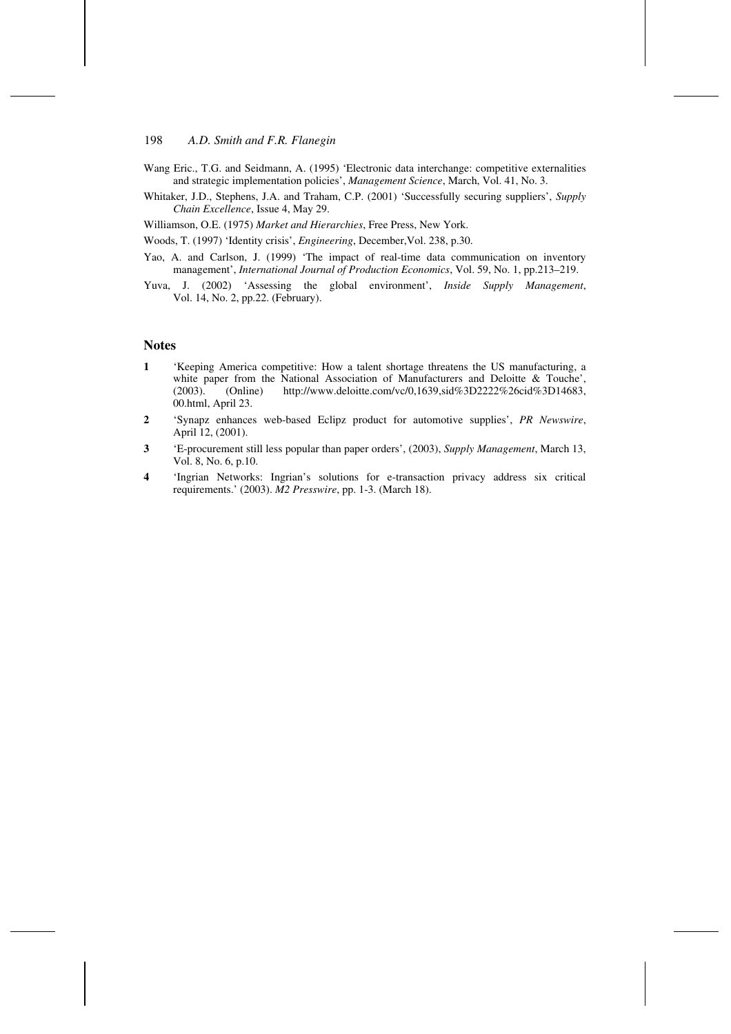Wang Eric., T.G. and Seidmann, A. (1995) 'Electronic data interchange: competitive externalities and strategic implementation policies', *Management Science*, March, Vol. 41, No. 3.

Whitaker, J.D., Stephens, J.A. and Traham, C.P. (2001) 'Successfully securing suppliers', *Supply Chain Excellence*, Issue 4, May 29.

Williamson, O.E. (1975) *Market and Hierarchies*, Free Press, New York.

Woods, T. (1997) 'Identity crisis', *Engineering*, December,Vol. 238, p.30.

Yao, A. and Carlson, J. (1999) 'The impact of real-time data communication on inventory management', *International Journal of Production Economics*, Vol. 59, No. 1, pp.213–219.

Yuva, J. (2002) 'Assessing the global environment', *Inside Supply Management*, Vol. 14, No. 2, pp.22. (February).

## Notes

1. 'Keeping America competitive: How a talent shortage threatens the US manufacturing, a white paper from the National Association of Manufacturers and Deloitte & Touche', (2003). (Online) http://www.deloitte.com/vc/0,1639,sid%3D2222%26cid%3D14683, 00.html, April 23.
2. 'Synapz enhances web-based Eclipz product for automotive supplies', *PR Newswire*, April 12, (2001).
3. 'E-procurement still less popular than paper orders', (2003), *Supply Management*, March 13, Vol. 8, No. 6, p.10.
4. 'Ingrian Networks: Ingrian's solutions for e-transaction privacy address six critical requirements.' (2003). *M2 Presswire*, pp. 1-3. (March 18).